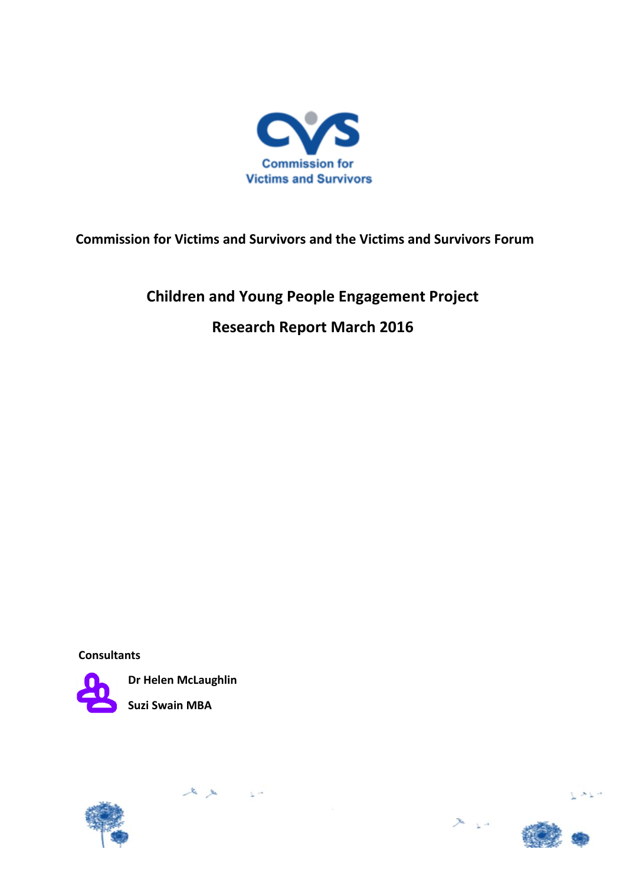Commission for Victims and Survivors

**Commission for Victims and Survivors and the Victims and Survivors Forum**

# Children and Young People Engagement Project

## Research Report March 2016

**Consultants**

**Dr Helen McLaughlin**

**Suzi Swain MBA**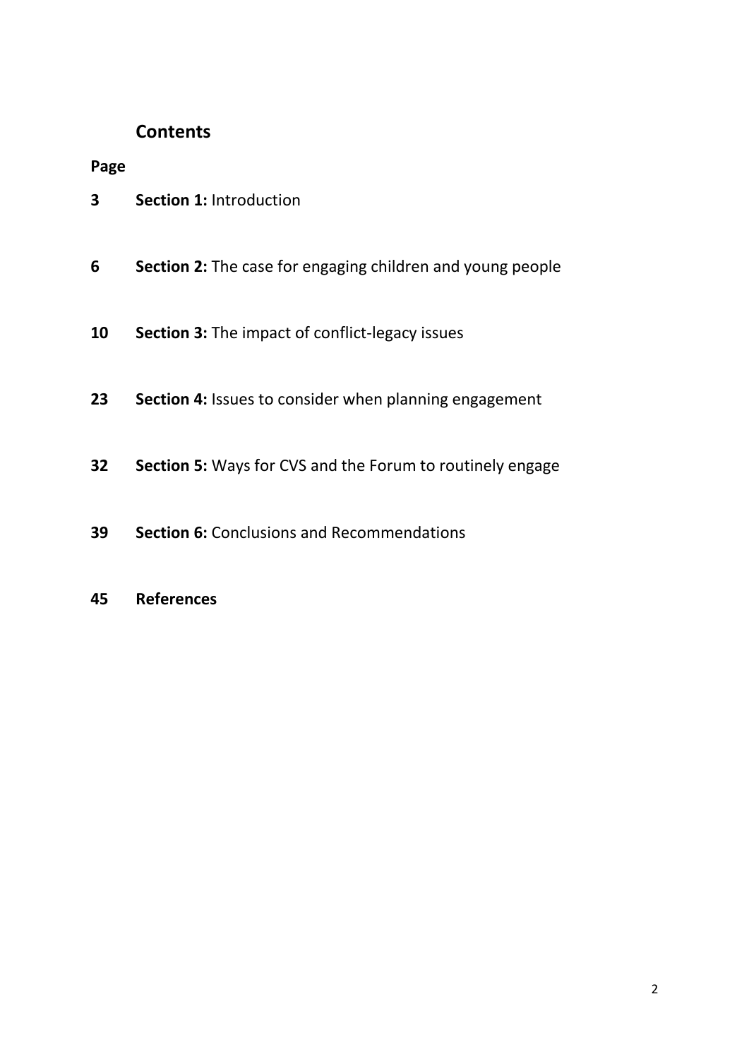## Contents

| Page | |
|---|---|
| **3** | **Section 1:** Introduction |
| **6** | **Section 2:** The case for engaging children and young people |
| **10** | **Section 3:** The impact of conflict-legacy issues |
| **23** | **Section 4:** Issues to consider when planning engagement |
| **32** | **Section 5:** Ways for CVS and the Forum to routinely engage |
| **39** | **Section 6:** Conclusions and Recommendations |
| **45** | **References** |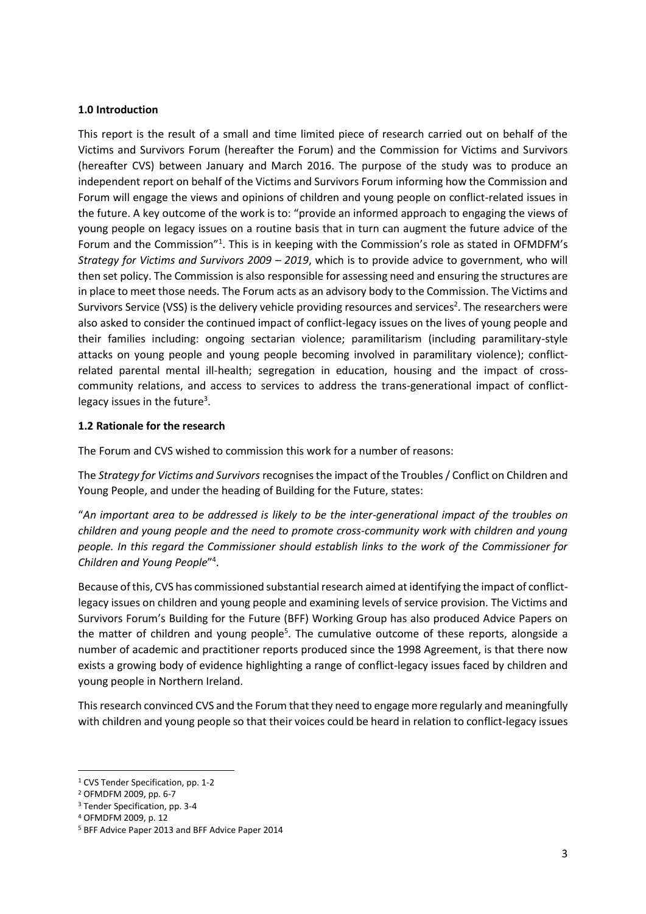**1.0 Introduction**

This report is the result of a small and time limited piece of research carried out on behalf of the Victims and Survivors Forum (hereafter the Forum) and the Commission for Victims and Survivors (hereafter CVS) between January and March 2016. The purpose of the study was to produce an independent report on behalf of the Victims and Survivors Forum informing how the Commission and Forum will engage the views and opinions of children and young people on conflict-related issues in the future. A key outcome of the work is to: "provide an informed approach to engaging the views of young people on legacy issues on a routine basis that in turn can augment the future advice of the Forum and the Commission"[1]. This is in keeping with the Commission's role as stated in OFMDFM's *Strategy for Victims and Survivors 2009 – 2019*, which is to provide advice to government, who will then set policy. The Commission is also responsible for assessing need and ensuring the structures are in place to meet those needs. The Forum acts as an advisory body to the Commission. The Victims and Survivors Service (VSS) is the delivery vehicle providing resources and services[2]. The researchers were also asked to consider the continued impact of conflict-legacy issues on the lives of young people and their families including: ongoing sectarian violence; paramilitarism (including paramilitary-style attacks on young people and young people becoming involved in paramilitary violence); conflict-related parental mental ill-health; segregation in education, housing and the impact of cross-community relations, and access to services to address the trans-generational impact of conflict-legacy issues in the future[3].

**1.2 Rationale for the research**

The Forum and CVS wished to commission this work for a number of reasons:

The *Strategy for Victims and Survivors* recognises the impact of the Troubles / Conflict on Children and Young People, and under the heading of Building for the Future, states:

"*An important area to be addressed is likely to be the inter-generational impact of the troubles on children and young people and the need to promote cross-community work with children and young people. In this regard the Commissioner should establish links to the work of the Commissioner for Children and Young People*"[4].

Because of this, CVS has commissioned substantial research aimed at identifying the impact of conflict-legacy issues on children and young people and examining levels of service provision. The Victims and Survivors Forum's Building for the Future (BFF) Working Group has also produced Advice Papers on the matter of children and young people[5]. The cumulative outcome of these reports, alongside a number of academic and practitioner reports produced since the 1998 Agreement, is that there now exists a growing body of evidence highlighting a range of conflict-legacy issues faced by children and young people in Northern Ireland.

This research convinced CVS and the Forum that they need to engage more regularly and meaningfully with children and young people so that their voices could be heard in relation to conflict-legacy issues

---

[1] CVS Tender Specification, pp. 1-2

[2] OFMDFM 2009, pp. 6-7

[3] Tender Specification, pp. 3-4

[4] OFMDFM 2009, p. 12

[5] BFF Advice Paper 2013 and BFF Advice Paper 2014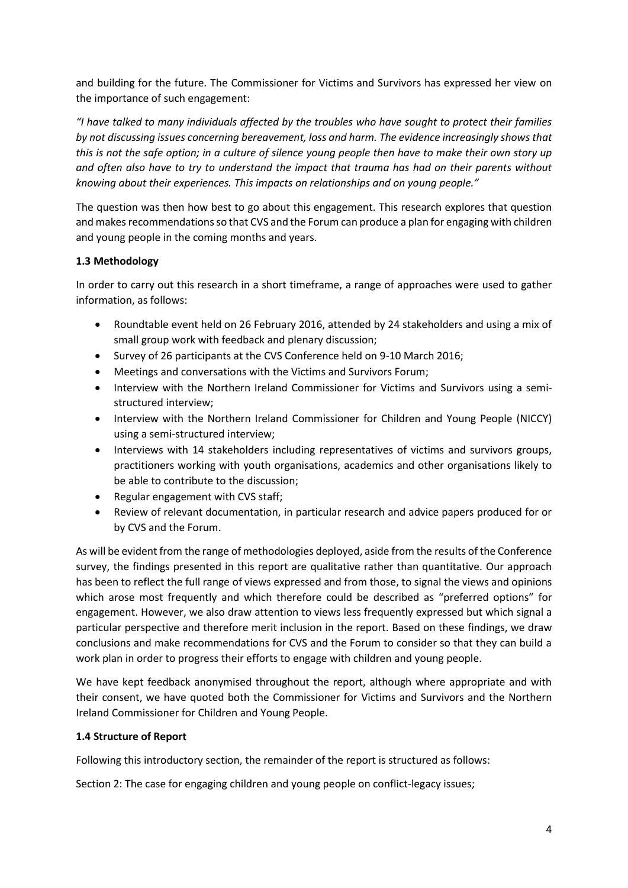and building for the future. The Commissioner for Victims and Survivors has expressed her view on the importance of such engagement:

*"I have talked to many individuals affected by the troubles who have sought to protect their families by not discussing issues concerning bereavement, loss and harm. The evidence increasingly shows that this is not the safe option; in a culture of silence young people then have to make their own story up and often also have to try to understand the impact that trauma has had on their parents without knowing about their experiences. This impacts on relationships and on young people."*

The question was then how best to go about this engagement. This research explores that question and makes recommendations so that CVS and the Forum can produce a plan for engaging with children and young people in the coming months and years.

### 1.3 Methodology

In order to carry out this research in a short timeframe, a range of approaches were used to gather information, as follows:

- Roundtable event held on 26 February 2016, attended by 24 stakeholders and using a mix of small group work with feedback and plenary discussion;
- Survey of 26 participants at the CVS Conference held on 9-10 March 2016;
- Meetings and conversations with the Victims and Survivors Forum;
- Interview with the Northern Ireland Commissioner for Victims and Survivors using a semi-structured interview;
- Interview with the Northern Ireland Commissioner for Children and Young People (NICCY) using a semi-structured interview;
- Interviews with 14 stakeholders including representatives of victims and survivors groups, practitioners working with youth organisations, academics and other organisations likely to be able to contribute to the discussion;
- Regular engagement with CVS staff;
- Review of relevant documentation, in particular research and advice papers produced for or by CVS and the Forum.

As will be evident from the range of methodologies deployed, aside from the results of the Conference survey, the findings presented in this report are qualitative rather than quantitative. Our approach has been to reflect the full range of views expressed and from those, to signal the views and opinions which arose most frequently and which therefore could be described as "preferred options" for engagement. However, we also draw attention to views less frequently expressed but which signal a particular perspective and therefore merit inclusion in the report. Based on these findings, we draw conclusions and make recommendations for CVS and the Forum to consider so that they can build a work plan in order to progress their efforts to engage with children and young people.

We have kept feedback anonymised throughout the report, although where appropriate and with their consent, we have quoted both the Commissioner for Victims and Survivors and the Northern Ireland Commissioner for Children and Young People.

### 1.4 Structure of Report

Following this introductory section, the remainder of the report is structured as follows:

Section 2: The case for engaging children and young people on conflict-legacy issues;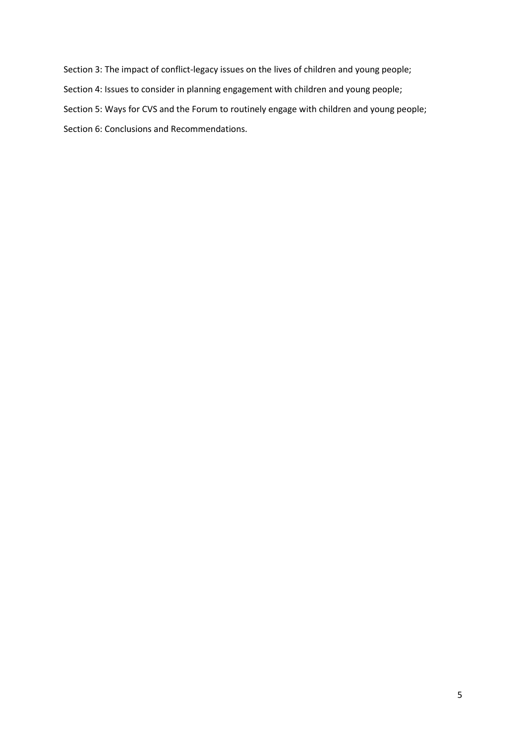Section 3: The impact of conflict-legacy issues on the lives of children and young people;

Section 4: Issues to consider in planning engagement with children and young people;

Section 5: Ways for CVS and the Forum to routinely engage with children and young people;

Section 6: Conclusions and Recommendations.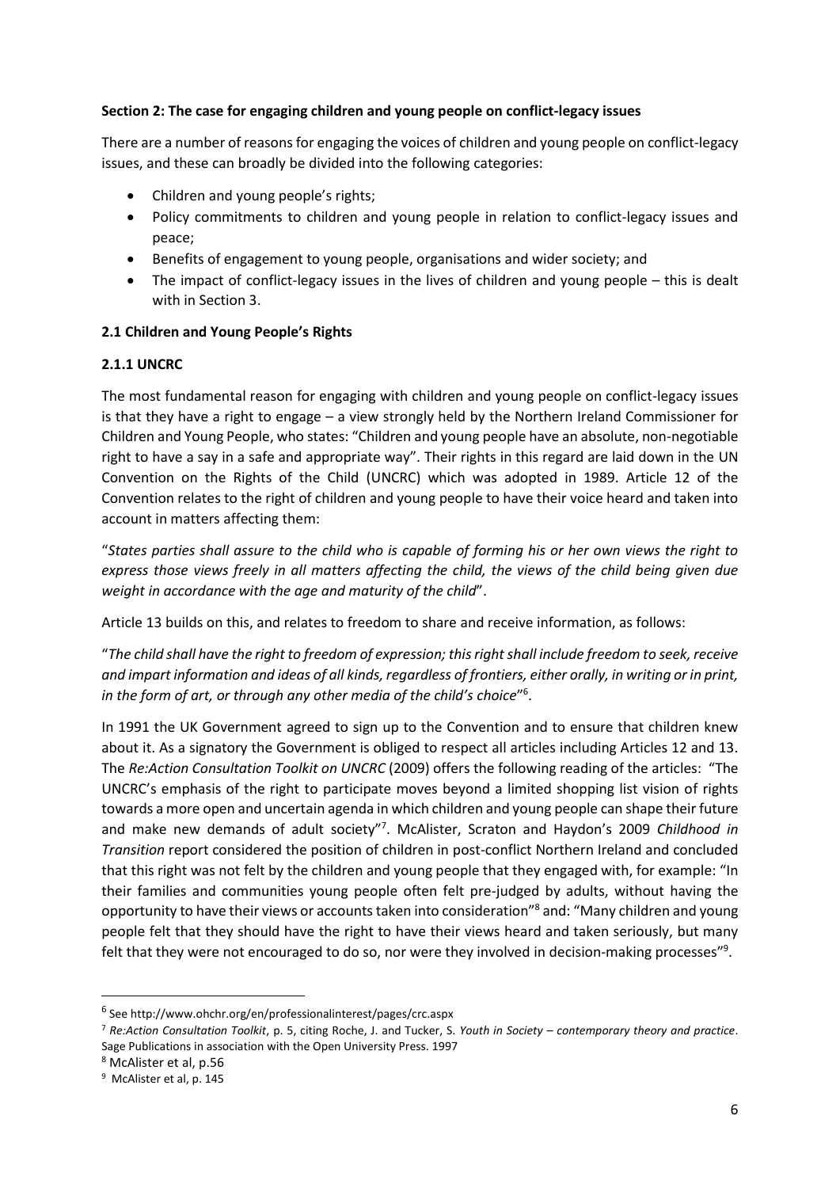### Section 2: The case for engaging children and young people on conflict-legacy issues

There are a number of reasons for engaging the voices of children and young people on conflict-legacy issues, and these can broadly be divided into the following categories:

- Children and young people's rights;
- Policy commitments to children and young people in relation to conflict-legacy issues and peace;
- Benefits of engagement to young people, organisations and wider society; and
- The impact of conflict-legacy issues in the lives of children and young people – this is dealt with in Section 3.

#### 2.1 Children and Young People's Rights

#### 2.1.1 UNCRC

The most fundamental reason for engaging with children and young people on conflict-legacy issues is that they have a right to engage – a view strongly held by the Northern Ireland Commissioner for Children and Young People, who states: "Children and young people have an absolute, non-negotiable right to have a say in a safe and appropriate way". Their rights in this regard are laid down in the UN Convention on the Rights of the Child (UNCRC) which was adopted in 1989. Article 12 of the Convention relates to the right of children and young people to have their voice heard and taken into account in matters affecting them:

"*States parties shall assure to the child who is capable of forming his or her own views the right to express those views freely in all matters affecting the child, the views of the child being given due weight in accordance with the age and maturity of the child*".

Article 13 builds on this, and relates to freedom to share and receive information, as follows:

"*The child shall have the right to freedom of expression; this right shall include freedom to seek, receive and impart information and ideas of all kinds, regardless of frontiers, either orally, in writing or in print, in the form of art, or through any other media of the child's choice*"[6].

In 1991 the UK Government agreed to sign up to the Convention and to ensure that children knew about it. As a signatory the Government is obliged to respect all articles including Articles 12 and 13. The *Re:Action Consultation Toolkit on UNCRC* (2009) offers the following reading of the articles: "The UNCRC's emphasis of the right to participate moves beyond a limited shopping list vision of rights towards a more open and uncertain agenda in which children and young people can shape their future and make new demands of adult society"[7]. McAlister, Scraton and Haydon's 2009 *Childhood in Transition* report considered the position of children in post-conflict Northern Ireland and concluded that this right was not felt by the children and young people that they engaged with, for example: "In their families and communities young people often felt pre-judged by adults, without having the opportunity to have their views or accounts taken into consideration"[8] and: "Many children and young people felt that they should have the right to have their views heard and taken seriously, but many felt that they were not encouraged to do so, nor were they involved in decision-making processes"[9].

---

[6] See http://www.ohchr.org/en/professionalinterest/pages/crc.aspx

[7] *Re:Action Consultation Toolkit*, p. 5, citing Roche, J. and Tucker, S. *Youth in Society – contemporary theory and practice*. Sage Publications in association with the Open University Press. 1997

[8] McAlister et al, p.56

[9] McAlister et al, p. 145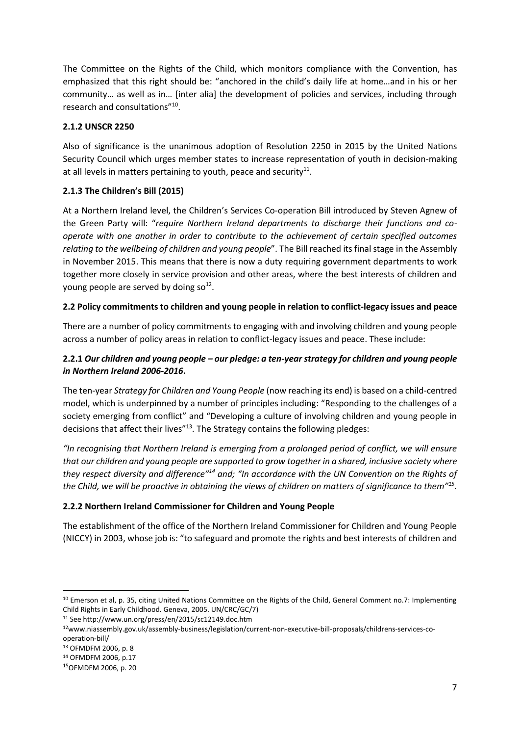The Committee on the Rights of the Child, which monitors compliance with the Convention, has emphasized that this right should be: "anchored in the child's daily life at home…and in his or her community… as well as in… [inter alia] the development of policies and services, including through research and consultations"[10].

### 2.1.2 UNSCR 2250

Also of significance is the unanimous adoption of Resolution 2250 in 2015 by the United Nations Security Council which urges member states to increase representation of youth in decision-making at all levels in matters pertaining to youth, peace and security[11].

### 2.1.3 The Children's Bill (2015)

At a Northern Ireland level, the Children's Services Co-operation Bill introduced by Steven Agnew of the Green Party will: "*require Northern Ireland departments to discharge their functions and co-operate with one another in order to contribute to the achievement of certain specified outcomes relating to the wellbeing of children and young people*". The Bill reached its final stage in the Assembly in November 2015. This means that there is now a duty requiring government departments to work together more closely in service provision and other areas, where the best interests of children and young people are served by doing so[12].

## 2.2 Policy commitments to children and young people in relation to conflict-legacy issues and peace

There are a number of policy commitments to engaging with and involving children and young people across a number of policy areas in relation to conflict-legacy issues and peace. These include:

### 2.2.1 *Our children and young people – our pledge: a ten-year strategy for children and young people in Northern Ireland 2006-2016*.

The ten-year *Strategy for Children and Young People* (now reaching its end) is based on a child-centred model, which is underpinned by a number of principles including: "Responding to the challenges of a society emerging from conflict" and "Developing a culture of involving children and young people in decisions that affect their lives"[13]. The Strategy contains the following pledges:

*"In recognising that Northern Ireland is emerging from a prolonged period of conflict, we will ensure that our children and young people are supported to grow together in a shared, inclusive society where they respect diversity and difference"*[14] *and; "In accordance with the UN Convention on the Rights of the Child, we will be proactive in obtaining the views of children on matters of significance to them"*[15].

### 2.2.2 Northern Ireland Commissioner for Children and Young People

The establishment of the office of the Northern Ireland Commissioner for Children and Young People (NICCY) in 2003, whose job is: "to safeguard and promote the rights and best interests of children and

---

[10] Emerson et al, p. 35, citing United Nations Committee on the Rights of the Child, General Comment no.7: Implementing Child Rights in Early Childhood. Geneva, 2005. UN/CRC/GC/7)

[11] See http://www.un.org/press/en/2015/sc12149.doc.htm

[12] www.niassembly.gov.uk/assembly-business/legislation/current-non-executive-bill-proposals/childrens-services-co-operation-bill/

[13] OFMDFM 2006, p. 8

[14] OFMDFM 2006, p.17

[15] OFMDFM 2006, p. 20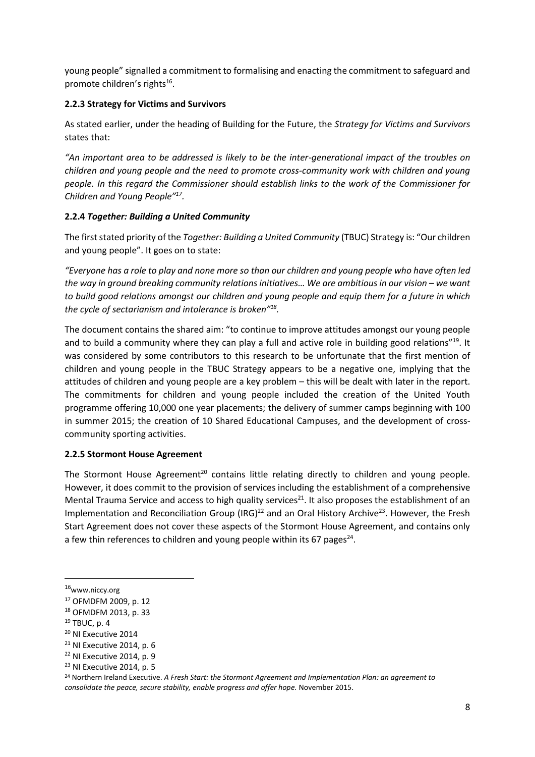young people" signalled a commitment to formalising and enacting the commitment to safeguard and promote children's rights[16].

### 2.2.3 Strategy for Victims and Survivors

As stated earlier, under the heading of Building for the Future, the *Strategy for Victims and Survivors* states that:

*"An important area to be addressed is likely to be the inter-generational impact of the troubles on children and young people and the need to promote cross-community work with children and young people. In this regard the Commissioner should establish links to the work of the Commissioner for Children and Young People"*[17].

### 2.2.4 *Together: Building a United Community*

The first stated priority of the *Together: Building a United Community* (TBUC) Strategy is: "Our children and young people". It goes on to state:

*"Everyone has a role to play and none more so than our children and young people who have often led the way in ground breaking community relations initiatives… We are ambitious in our vision – we want to build good relations amongst our children and young people and equip them for a future in which the cycle of sectarianism and intolerance is broken"*[18].

The document contains the shared aim: "to continue to improve attitudes amongst our young people and to build a community where they can play a full and active role in building good relations"[19]. It was considered by some contributors to this research to be unfortunate that the first mention of children and young people in the TBUC Strategy appears to be a negative one, implying that the attitudes of children and young people are a key problem – this will be dealt with later in the report. The commitments for children and young people included the creation of the United Youth programme offering 10,000 one year placements; the delivery of summer camps beginning with 100 in summer 2015; the creation of 10 Shared Educational Campuses, and the development of cross-community sporting activities.

### 2.2.5 Stormont House Agreement

The Stormont House Agreement[20] contains little relating directly to children and young people. However, it does commit to the provision of services including the establishment of a comprehensive Mental Trauma Service and access to high quality services[21]. It also proposes the establishment of an Implementation and Reconciliation Group (IRG)[22] and an Oral History Archive[23]. However, the Fresh Start Agreement does not cover these aspects of the Stormont House Agreement, and contains only a few thin references to children and young people within its 67 pages[24].

---

[16] www.niccy.org
[17] OFMDFM 2009, p. 12
[18] OFMDFM 2013, p. 33
[19] TBUC, p. 4
[20] NI Executive 2014
[21] NI Executive 2014, p. 6
[22] NI Executive 2014, p. 9
[23] NI Executive 2014, p. 5
[24] Northern Ireland Executive. *A Fresh Start: the Stormont Agreement and Implementation Plan: an agreement to consolidate the peace, secure stability, enable progress and offer hope.* November 2015.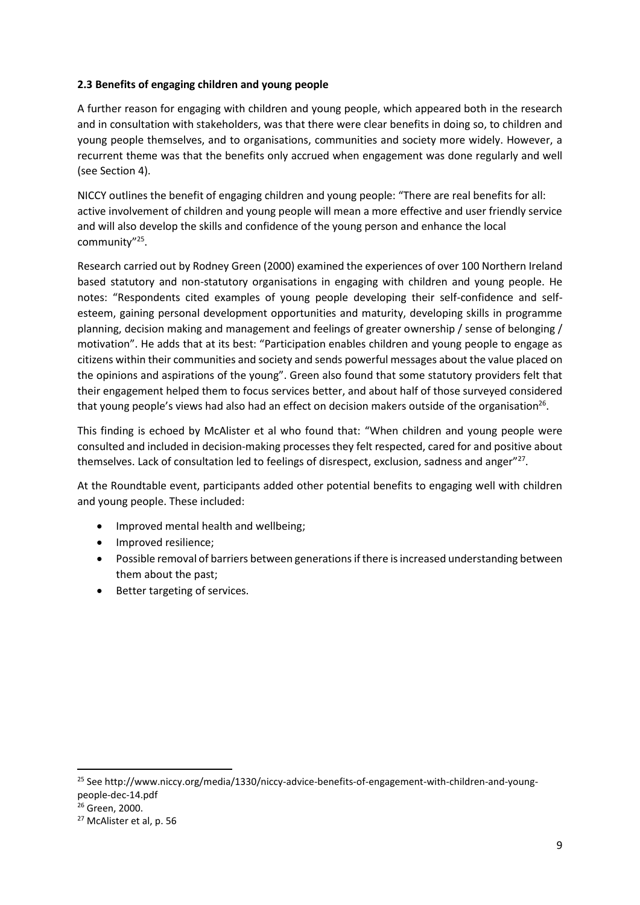### 2.3 Benefits of engaging children and young people

A further reason for engaging with children and young people, which appeared both in the research and in consultation with stakeholders, was that there were clear benefits in doing so, to children and young people themselves, and to organisations, communities and society more widely. However, a recurrent theme was that the benefits only accrued when engagement was done regularly and well (see Section 4).

NICCY outlines the benefit of engaging children and young people: "There are real benefits for all: active involvement of children and young people will mean a more effective and user friendly service and will also develop the skills and confidence of the young person and enhance the local community"[25].

Research carried out by Rodney Green (2000) examined the experiences of over 100 Northern Ireland based statutory and non-statutory organisations in engaging with children and young people. He notes: "Respondents cited examples of young people developing their self-confidence and self-esteem, gaining personal development opportunities and maturity, developing skills in programme planning, decision making and management and feelings of greater ownership / sense of belonging / motivation". He adds that at its best: "Participation enables children and young people to engage as citizens within their communities and society and sends powerful messages about the value placed on the opinions and aspirations of the young". Green also found that some statutory providers felt that their engagement helped them to focus services better, and about half of those surveyed considered that young people's views had also had an effect on decision makers outside of the organisation[26].

This finding is echoed by McAlister et al who found that: "When children and young people were consulted and included in decision-making processes they felt respected, cared for and positive about themselves. Lack of consultation led to feelings of disrespect, exclusion, sadness and anger"[27].

At the Roundtable event, participants added other potential benefits to engaging well with children and young people. These included:

- Improved mental health and wellbeing;
- Improved resilience;
- Possible removal of barriers between generations if there is increased understanding between them about the past;
- Better targeting of services.

---

[25] See http://www.niccy.org/media/1330/niccy-advice-benefits-of-engagement-with-children-and-young-people-dec-14.pdf

[26] Green, 2000.

[27] McAlister et al, p. 56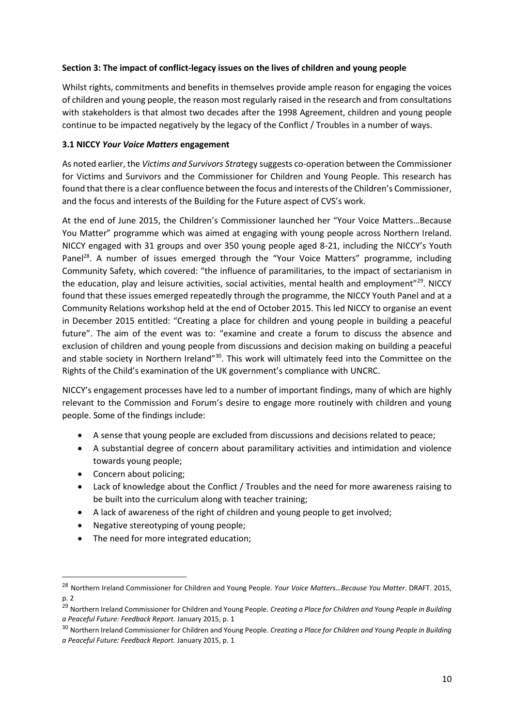**Section 3: The impact of conflict-legacy issues on the lives of children and young people**

Whilst rights, commitments and benefits in themselves provide ample reason for engaging the voices of children and young people, the reason most regularly raised in the research and from consultations with stakeholders is that almost two decades after the 1998 Agreement, children and young people continue to be impacted negatively by the legacy of the Conflict / Troubles in a number of ways.

**3.1 NICCY *Your Voice Matters* engagement**

As noted earlier, the *Victims and Survivors Stra*tegy suggests co-operation between the Commissioner for Victims and Survivors and the Commissioner for Children and Young People. This research has found that there is a clear confluence between the focus and interests of the Children's Commissioner, and the focus and interests of the Building for the Future aspect of CVS's work.

At the end of June 2015, the Children's Commissioner launched her "Your Voice Matters…Because You Matter" programme which was aimed at engaging with young people across Northern Ireland. NICCY engaged with 31 groups and over 350 young people aged 8-21, including the NICCY's Youth Panel[28]. A number of issues emerged through the "Your Voice Matters" programme, including Community Safety, which covered: "the influence of paramilitaries, to the impact of sectarianism in the education, play and leisure activities, social activities, mental health and employment"[29]. NICCY found that these issues emerged repeatedly through the programme, the NICCY Youth Panel and at a Community Relations workshop held at the end of October 2015. This led NICCY to organise an event in December 2015 entitled: "Creating a place for children and young people in building a peaceful future". The aim of the event was to: "examine and create a forum to discuss the absence and exclusion of children and young people from discussions and decision making on building a peaceful and stable society in Northern Ireland"[30]. This work will ultimately feed into the Committee on the Rights of the Child's examination of the UK government's compliance with UNCRC.

NICCY's engagement processes have led to a number of important findings, many of which are highly relevant to the Commission and Forum's desire to engage more routinely with children and young people. Some of the findings include:

- A sense that young people are excluded from discussions and decisions related to peace;
- A substantial degree of concern about paramilitary activities and intimidation and violence towards young people;
- Concern about policing;
- Lack of knowledge about the Conflict / Troubles and the need for more awareness raising to be built into the curriculum along with teacher training;
- A lack of awareness of the right of children and young people to get involved;
- Negative stereotyping of young people;
- The need for more integrated education;

[28] Northern Ireland Commissioner for Children and Young People. *Your Voice Matters…Because You Matter*. DRAFT. 2015, p. 2

[29] Northern Ireland Commissioner for Children and Young People. *Creating a Place for Children and Young People in Building a Peaceful Future: Feedback Report.* January 2015, p. 1

[30] Northern Ireland Commissioner for Children and Young People. *Creating a Place for Children and Young People in Building a Peaceful Future: Feedback Report.* January 2015, p. 1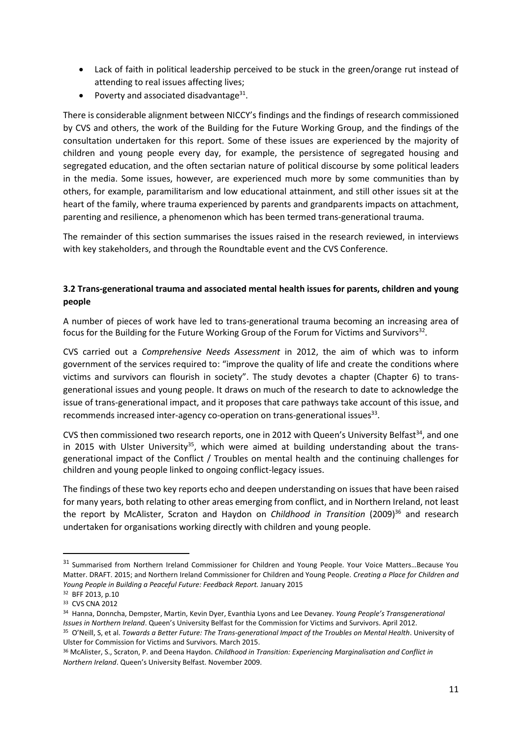- Lack of faith in political leadership perceived to be stuck in the green/orange rut instead of attending to real issues affecting lives;
- Poverty and associated disadvantage[31].

There is considerable alignment between NICCY's findings and the findings of research commissioned by CVS and others, the work of the Building for the Future Working Group, and the findings of the consultation undertaken for this report. Some of these issues are experienced by the majority of children and young people every day, for example, the persistence of segregated housing and segregated education, and the often sectarian nature of political discourse by some political leaders in the media. Some issues, however, are experienced much more by some communities than by others, for example, paramilitarism and low educational attainment, and still other issues sit at the heart of the family, where trauma experienced by parents and grandparents impacts on attachment, parenting and resilience, a phenomenon which has been termed trans-generational trauma.

The remainder of this section summarises the issues raised in the research reviewed, in interviews with key stakeholders, and through the Roundtable event and the CVS Conference.

### 3.2 Trans-generational trauma and associated mental health issues for parents, children and young people

A number of pieces of work have led to trans-generational trauma becoming an increasing area of focus for the Building for the Future Working Group of the Forum for Victims and Survivors[32].

CVS carried out a *Comprehensive Needs Assessment* in 2012, the aim of which was to inform government of the services required to: "improve the quality of life and create the conditions where victims and survivors can flourish in society". The study devotes a chapter (Chapter 6) to trans-generational issues and young people. It draws on much of the research to date to acknowledge the issue of trans-generational impact, and it proposes that care pathways take account of this issue, and recommends increased inter-agency co-operation on trans-generational issues[33].

CVS then commissioned two research reports, one in 2012 with Queen's University Belfast[34], and one in 2015 with Ulster University[35], which were aimed at building understanding about the trans-generational impact of the Conflict / Troubles on mental health and the continuing challenges for children and young people linked to ongoing conflict-legacy issues.

The findings of these two key reports echo and deepen understanding on issues that have been raised for many years, both relating to other areas emerging from conflict, and in Northern Ireland, not least the report by McAlister, Scraton and Haydon on *Childhood in Transition* (2009)[36] and research undertaken for organisations working directly with children and young people.

---

[31] Summarised from Northern Ireland Commissioner for Children and Young People. Your Voice Matters…Because You Matter. DRAFT. 2015; and Northern Ireland Commissioner for Children and Young People. *Creating a Place for Children and Young People in Building a Peaceful Future: Feedback Report.* January 2015

[32] BFF 2013, p.10

[33] CVS CNA 2012

[34] Hanna, Donncha, Dempster, Martin, Kevin Dyer, Evanthia Lyons and Lee Devaney. *Young People's Transgenerational Issues in Northern Ireland*. Queen's University Belfast for the Commission for Victims and Survivors. April 2012.

[35] O'Neill, S, et al. *Towards a Better Future: The Trans-generational Impact of the Troubles on Mental Health*. University of Ulster for Commission for Victims and Survivors. March 2015.

[36] McAlister, S., Scraton, P. and Deena Haydon. *Childhood in Transition: Experiencing Marginalisation and Conflict in Northern Ireland*. Queen's University Belfast. November 2009.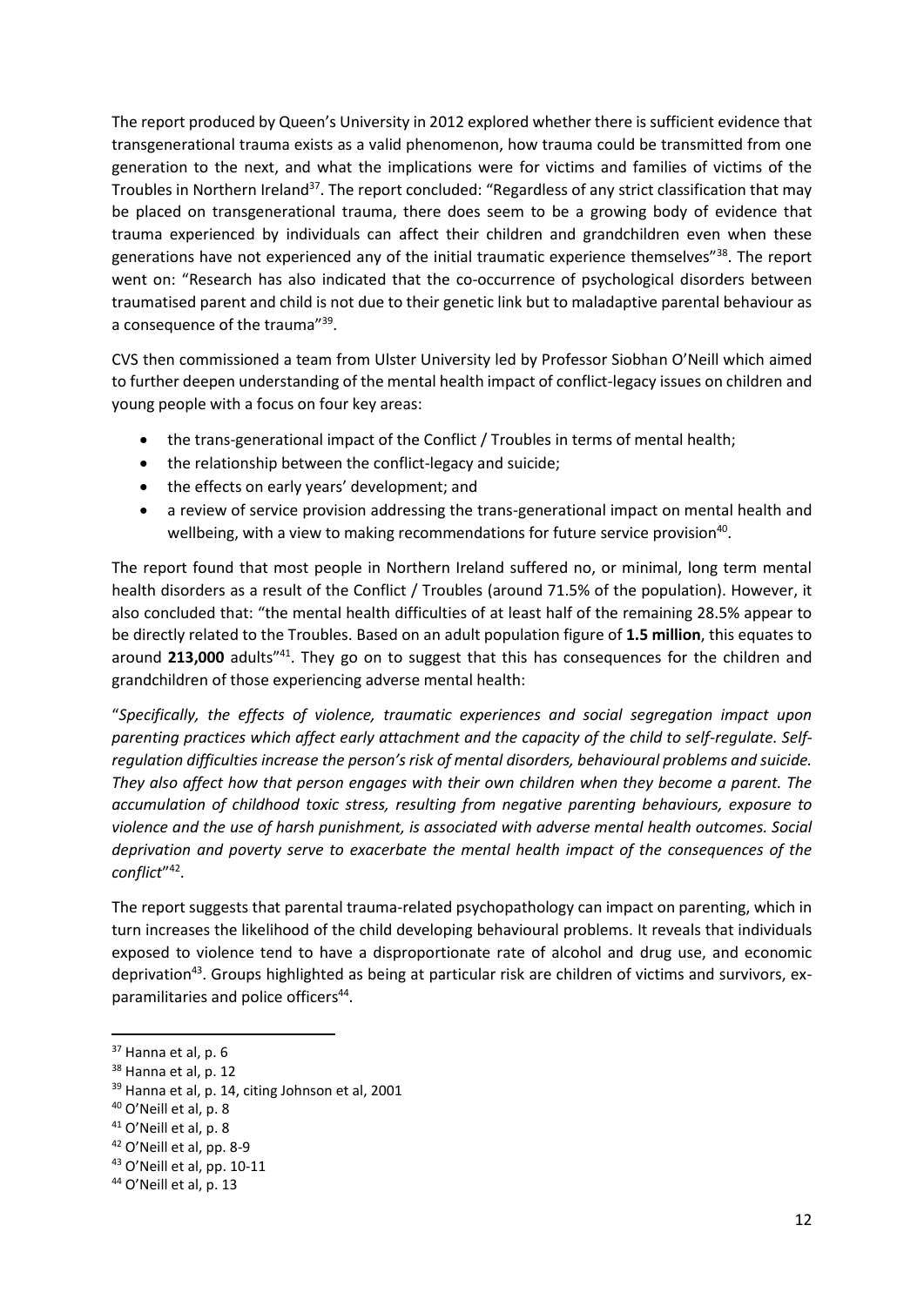The report produced by Queen's University in 2012 explored whether there is sufficient evidence that transgenerational trauma exists as a valid phenomenon, how trauma could be transmitted from one generation to the next, and what the implications were for victims and families of victims of the Troubles in Northern Ireland[37]. The report concluded: "Regardless of any strict classification that may be placed on transgenerational trauma, there does seem to be a growing body of evidence that trauma experienced by individuals can affect their children and grandchildren even when these generations have not experienced any of the initial traumatic experience themselves"[38]. The report went on: "Research has also indicated that the co-occurrence of psychological disorders between traumatised parent and child is not due to their genetic link but to maladaptive parental behaviour as a consequence of the trauma"[39].

CVS then commissioned a team from Ulster University led by Professor Siobhan O'Neill which aimed to further deepen understanding of the mental health impact of conflict-legacy issues on children and young people with a focus on four key areas:

- the trans-generational impact of the Conflict / Troubles in terms of mental health;
- the relationship between the conflict-legacy and suicide;
- the effects on early years' development; and
- a review of service provision addressing the trans-generational impact on mental health and wellbeing, with a view to making recommendations for future service provision[40].

The report found that most people in Northern Ireland suffered no, or minimal, long term mental health disorders as a result of the Conflict / Troubles (around 71.5% of the population). However, it also concluded that: "the mental health difficulties of at least half of the remaining 28.5% appear to be directly related to the Troubles. Based on an adult population figure of **1.5 million**, this equates to around **213,000** adults"[41]. They go on to suggest that this has consequences for the children and grandchildren of those experiencing adverse mental health:

"*Specifically, the effects of violence, traumatic experiences and social segregation impact upon parenting practices which affect early attachment and the capacity of the child to self-regulate. Self-regulation difficulties increase the person's risk of mental disorders, behavioural problems and suicide. They also affect how that person engages with their own children when they become a parent. The accumulation of childhood toxic stress, resulting from negative parenting behaviours, exposure to violence and the use of harsh punishment, is associated with adverse mental health outcomes. Social deprivation and poverty serve to exacerbate the mental health impact of the consequences of the conflict*"[42].

The report suggests that parental trauma-related psychopathology can impact on parenting, which in turn increases the likelihood of the child developing behavioural problems. It reveals that individuals exposed to violence tend to have a disproportionate rate of alcohol and drug use, and economic deprivation[43]. Groups highlighted as being at particular risk are children of victims and survivors, ex-paramilitaries and police officers[44].

---

[37] Hanna et al, p. 6

[38] Hanna et al, p. 12

[39] Hanna et al, p. 14, citing Johnson et al, 2001

[40] O'Neill et al, p. 8

[41] O'Neill et al, p. 8

[42] O'Neill et al, pp. 8-9

[43] O'Neill et al, pp. 10-11

[44] O'Neill et al, p. 13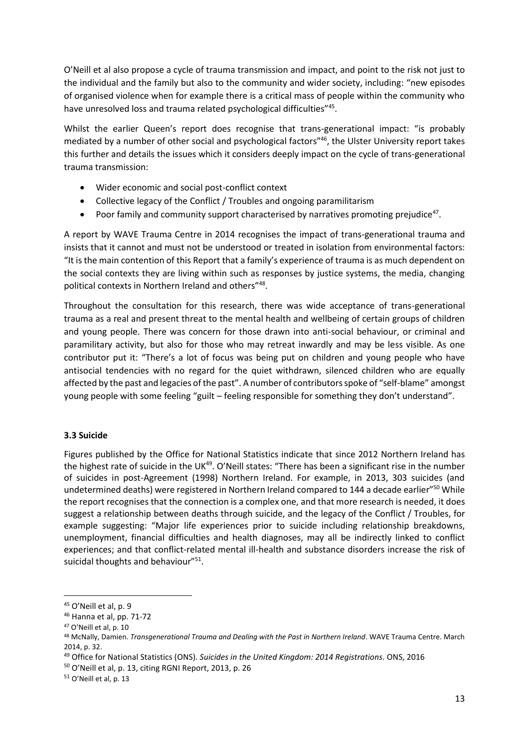O'Neill et al also propose a cycle of trauma transmission and impact, and point to the risk not just to the individual and the family but also to the community and wider society, including: "new episodes of organised violence when for example there is a critical mass of people within the community who have unresolved loss and trauma related psychological difficulties"[45].

Whilst the earlier Queen's report does recognise that trans-generational impact: "is probably mediated by a number of other social and psychological factors"[46], the Ulster University report takes this further and details the issues which it considers deeply impact on the cycle of trans-generational trauma transmission:

- Wider economic and social post-conflict context
- Collective legacy of the Conflict / Troubles and ongoing paramilitarism
- Poor family and community support characterised by narratives promoting prejudice[47].

A report by WAVE Trauma Centre in 2014 recognises the impact of trans-generational trauma and insists that it cannot and must not be understood or treated in isolation from environmental factors: "It is the main contention of this Report that a family's experience of trauma is as much dependent on the social contexts they are living within such as responses by justice systems, the media, changing political contexts in Northern Ireland and others"[48].

Throughout the consultation for this research, there was wide acceptance of trans-generational trauma as a real and present threat to the mental health and wellbeing of certain groups of children and young people. There was concern for those drawn into anti-social behaviour, or criminal and paramilitary activity, but also for those who may retreat inwardly and may be less visible. As one contributor put it: "There's a lot of focus was being put on children and young people who have antisocial tendencies with no regard for the quiet withdrawn, silenced children who are equally affected by the past and legacies of the past". A number of contributors spoke of "self-blame" amongst young people with some feeling "guilt – feeling responsible for something they don't understand".

### 3.3 Suicide

Figures published by the Office for National Statistics indicate that since 2012 Northern Ireland has the highest rate of suicide in the UK[49]. O'Neill states: "There has been a significant rise in the number of suicides in post-Agreement (1998) Northern Ireland. For example, in 2013, 303 suicides (and undetermined deaths) were registered in Northern Ireland compared to 144 a decade earlier"[50] While the report recognises that the connection is a complex one, and that more research is needed, it does suggest a relationship between deaths through suicide, and the legacy of the Conflict / Troubles, for example suggesting: "Major life experiences prior to suicide including relationship breakdowns, unemployment, financial difficulties and health diagnoses, may all be indirectly linked to conflict experiences; and that conflict-related mental ill-health and substance disorders increase the risk of suicidal thoughts and behaviour"[51].

---

[45] O'Neill et al, p. 9

[46] Hanna et al, pp. 71-72

[47] O'Neill et al, p. 10

[48] McNally, Damien. *Transgenerational Trauma and Dealing with the Past in Northern Ireland*. WAVE Trauma Centre. March 2014, p. 32.

[49] Office for National Statistics (ONS). *Suicides in the United Kingdom: 2014 Registrations*. ONS, 2016

[50] O'Neill et al, p. 13, citing RGNI Report, 2013, p. 26

[51] O'Neill et al, p. 13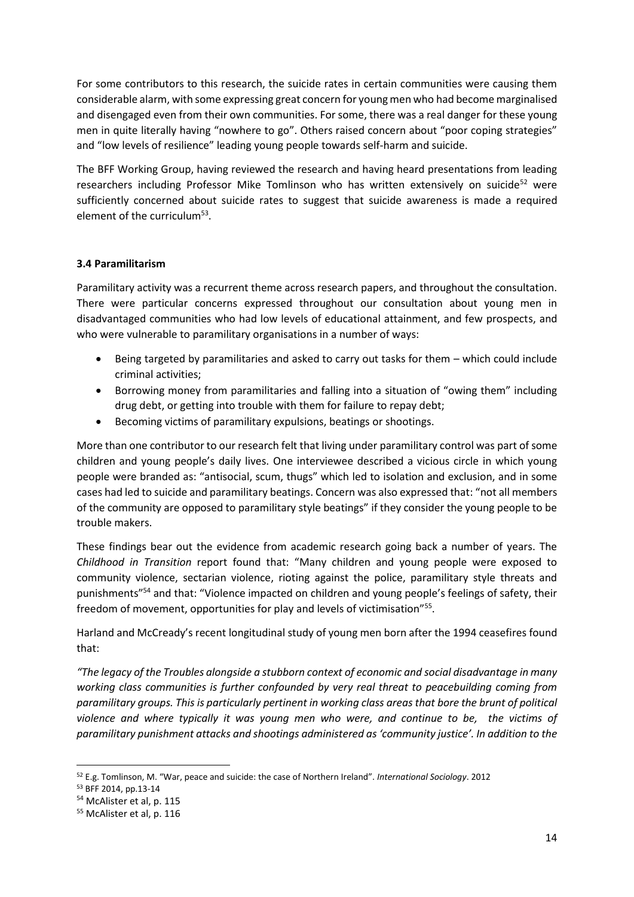For some contributors to this research, the suicide rates in certain communities were causing them considerable alarm, with some expressing great concern for young men who had become marginalised and disengaged even from their own communities. For some, there was a real danger for these young men in quite literally having "nowhere to go". Others raised concern about "poor coping strategies" and "low levels of resilience" leading young people towards self-harm and suicide.

The BFF Working Group, having reviewed the research and having heard presentations from leading researchers including Professor Mike Tomlinson who has written extensively on suicide[52] were sufficiently concerned about suicide rates to suggest that suicide awareness is made a required element of the curriculum[53].

### 3.4 Paramilitarism

Paramilitary activity was a recurrent theme across research papers, and throughout the consultation. There were particular concerns expressed throughout our consultation about young men in disadvantaged communities who had low levels of educational attainment, and few prospects, and who were vulnerable to paramilitary organisations in a number of ways:

- Being targeted by paramilitaries and asked to carry out tasks for them – which could include criminal activities;
- Borrowing money from paramilitaries and falling into a situation of "owing them" including drug debt, or getting into trouble with them for failure to repay debt;
- Becoming victims of paramilitary expulsions, beatings or shootings.

More than one contributor to our research felt that living under paramilitary control was part of some children and young people's daily lives. One interviewee described a vicious circle in which young people were branded as: "antisocial, scum, thugs" which led to isolation and exclusion, and in some cases had led to suicide and paramilitary beatings. Concern was also expressed that: "not all members of the community are opposed to paramilitary style beatings" if they consider the young people to be trouble makers.

These findings bear out the evidence from academic research going back a number of years. The *Childhood in Transition* report found that: "Many children and young people were exposed to community violence, sectarian violence, rioting against the police, paramilitary style threats and punishments"[54] and that: "Violence impacted on children and young people's feelings of safety, their freedom of movement, opportunities for play and levels of victimisation"[55].

Harland and McCready's recent longitudinal study of young men born after the 1994 ceasefires found that:

*"The legacy of the Troubles alongside a stubborn context of economic and social disadvantage in many working class communities is further confounded by very real threat to peacebuilding coming from paramilitary groups. This is particularly pertinent in working class areas that bore the brunt of political violence and where typically it was young men who were, and continue to be, the victims of paramilitary punishment attacks and shootings administered as 'community justice'. In addition to the*

---

[52] E.g. Tomlinson, M. "War, peace and suicide: the case of Northern Ireland". *International Sociology*. 2012

[53] BFF 2014, pp.13-14

[54] McAlister et al, p. 115

[55] McAlister et al, p. 116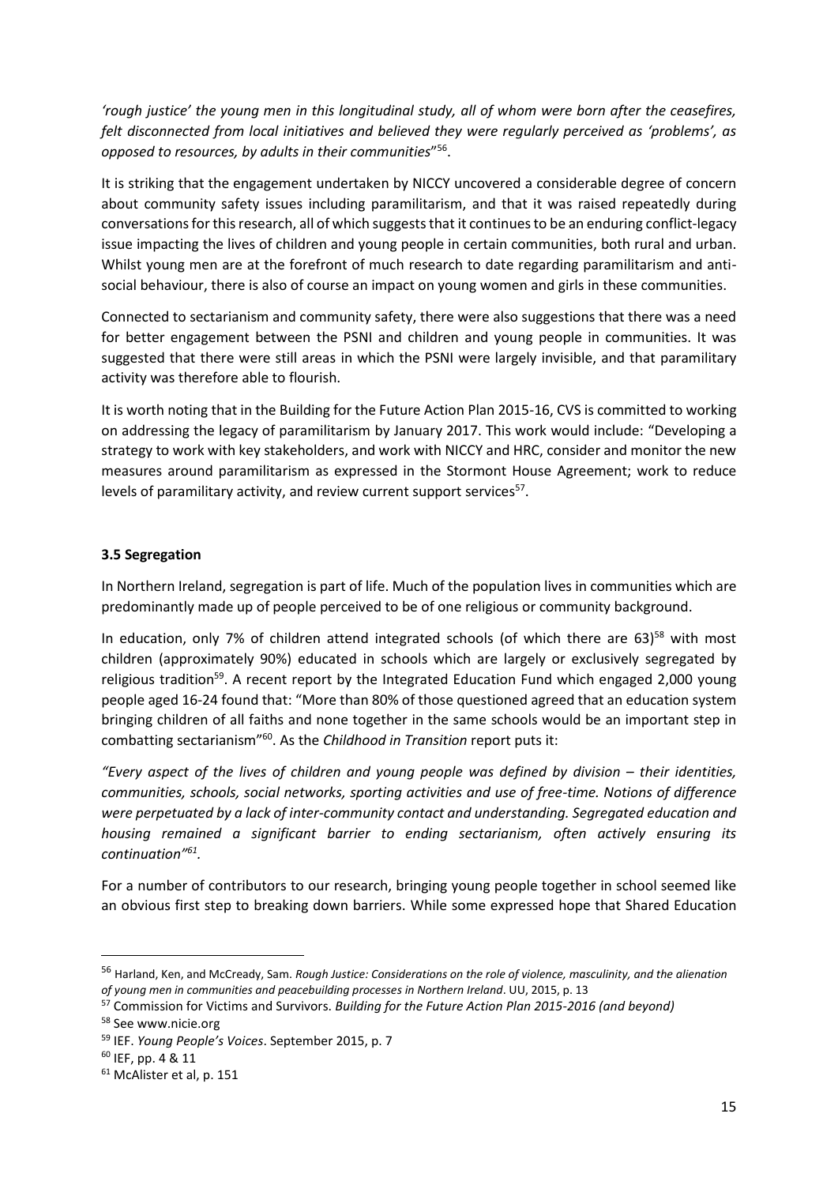*'rough justice' the young men in this longitudinal study, all of whom were born after the ceasefires, felt disconnected from local initiatives and believed they were regularly perceived as 'problems', as opposed to resources, by adults in their communities*"[56].

It is striking that the engagement undertaken by NICCY uncovered a considerable degree of concern about community safety issues including paramilitarism, and that it was raised repeatedly during conversations for this research, all of which suggests that it continues to be an enduring conflict-legacy issue impacting the lives of children and young people in certain communities, both rural and urban. Whilst young men are at the forefront of much research to date regarding paramilitarism and anti-social behaviour, there is also of course an impact on young women and girls in these communities.

Connected to sectarianism and community safety, there were also suggestions that there was a need for better engagement between the PSNI and children and young people in communities. It was suggested that there were still areas in which the PSNI were largely invisible, and that paramilitary activity was therefore able to flourish.

It is worth noting that in the Building for the Future Action Plan 2015-16, CVS is committed to working on addressing the legacy of paramilitarism by January 2017. This work would include: "Developing a strategy to work with key stakeholders, and work with NICCY and HRC, consider and monitor the new measures around paramilitarism as expressed in the Stormont House Agreement; work to reduce levels of paramilitary activity, and review current support services[57].

### 3.5 Segregation

In Northern Ireland, segregation is part of life. Much of the population lives in communities which are predominantly made up of people perceived to be of one religious or community background.

In education, only 7% of children attend integrated schools (of which there are 63)[58] with most children (approximately 90%) educated in schools which are largely or exclusively segregated by religious tradition[59]. A recent report by the Integrated Education Fund which engaged 2,000 young people aged 16-24 found that: "More than 80% of those questioned agreed that an education system bringing children of all faiths and none together in the same schools would be an important step in combatting sectarianism"[60]. As the *Childhood in Transition* report puts it:

*"Every aspect of the lives of children and young people was defined by division – their identities, communities, schools, social networks, sporting activities and use of free-time. Notions of difference were perpetuated by a lack of inter-community contact and understanding. Segregated education and housing remained a significant barrier to ending sectarianism, often actively ensuring its continuation"[61].*

For a number of contributors to our research, bringing young people together in school seemed like an obvious first step to breaking down barriers. While some expressed hope that Shared Education

---

[56] Harland, Ken, and McCready, Sam. *Rough Justice: Considerations on the role of violence, masculinity, and the alienation of young men in communities and peacebuilding processes in Northern Ireland*. UU, 2015, p. 13

[57] Commission for Victims and Survivors. *Building for the Future Action Plan 2015-2016 (and beyond)*

[58] See www.nicie.org

[59] IEF. *Young People's Voices*. September 2015, p. 7

[60] IEF, pp. 4 & 11

[61] McAlister et al, p. 151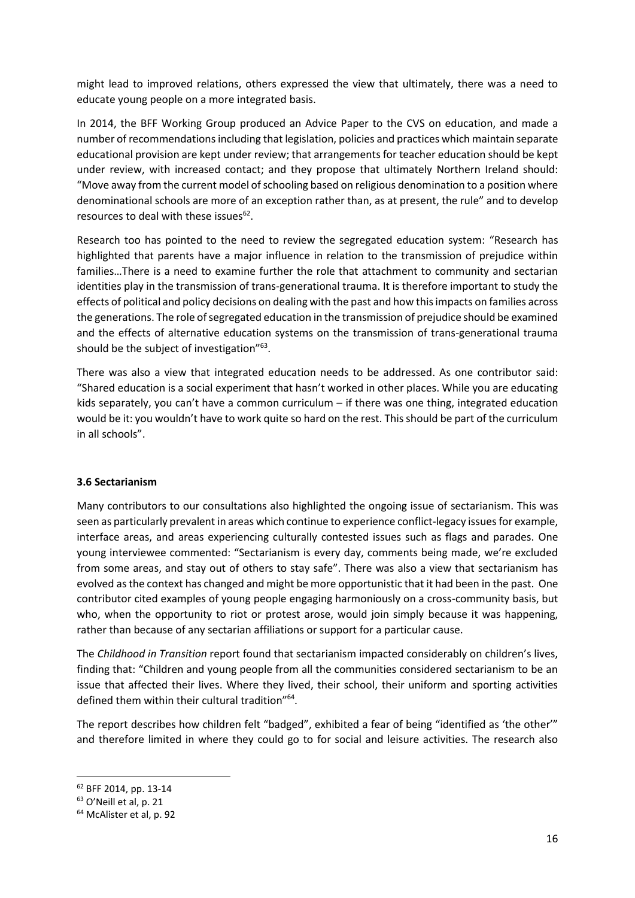might lead to improved relations, others expressed the view that ultimately, there was a need to educate young people on a more integrated basis.

In 2014, the BFF Working Group produced an Advice Paper to the CVS on education, and made a number of recommendations including that legislation, policies and practices which maintain separate educational provision are kept under review; that arrangements for teacher education should be kept under review, with increased contact; and they propose that ultimately Northern Ireland should: "Move away from the current model of schooling based on religious denomination to a position where denominational schools are more of an exception rather than, as at present, the rule" and to develop resources to deal with these issues[62].

Research too has pointed to the need to review the segregated education system: "Research has highlighted that parents have a major influence in relation to the transmission of prejudice within families…There is a need to examine further the role that attachment to community and sectarian identities play in the transmission of trans-generational trauma. It is therefore important to study the effects of political and policy decisions on dealing with the past and how this impacts on families across the generations. The role of segregated education in the transmission of prejudice should be examined and the effects of alternative education systems on the transmission of trans-generational trauma should be the subject of investigation"[63].

There was also a view that integrated education needs to be addressed. As one contributor said: "Shared education is a social experiment that hasn't worked in other places. While you are educating kids separately, you can't have a common curriculum – if there was one thing, integrated education would be it: you wouldn't have to work quite so hard on the rest. This should be part of the curriculum in all schools".

### 3.6 Sectarianism

Many contributors to our consultations also highlighted the ongoing issue of sectarianism. This was seen as particularly prevalent in areas which continue to experience conflict-legacy issues for example, interface areas, and areas experiencing culturally contested issues such as flags and parades. One young interviewee commented: "Sectarianism is every day, comments being made, we're excluded from some areas, and stay out of others to stay safe". There was also a view that sectarianism has evolved as the context has changed and might be more opportunistic that it had been in the past. One contributor cited examples of young people engaging harmoniously on a cross-community basis, but who, when the opportunity to riot or protest arose, would join simply because it was happening, rather than because of any sectarian affiliations or support for a particular cause.

The *Childhood in Transition* report found that sectarianism impacted considerably on children's lives, finding that: "Children and young people from all the communities considered sectarianism to be an issue that affected their lives. Where they lived, their school, their uniform and sporting activities defined them within their cultural tradition"[64].

The report describes how children felt "badged", exhibited a fear of being "identified as 'the other'" and therefore limited in where they could go to for social and leisure activities. The research also

---

[62] BFF 2014, pp. 13-14

[63] O'Neill et al, p. 21

[64] McAlister et al, p. 92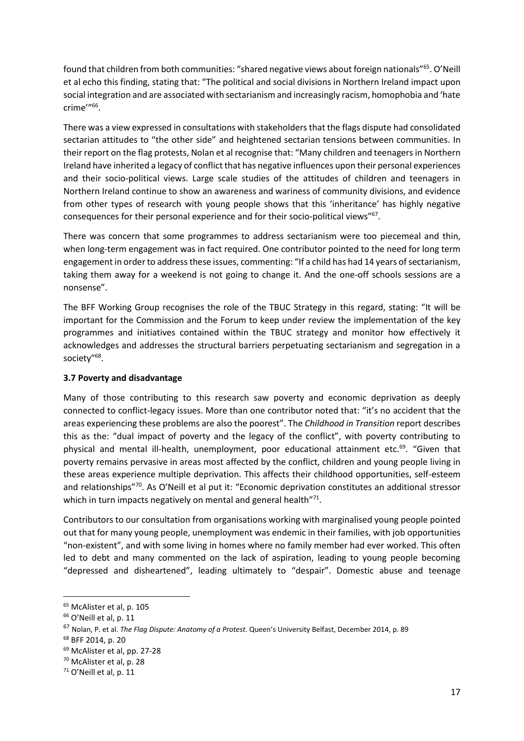found that children from both communities: "shared negative views about foreign nationals"[65]. O'Neill et al echo this finding, stating that: "The political and social divisions in Northern Ireland impact upon social integration and are associated with sectarianism and increasingly racism, homophobia and 'hate crime'"[66].

There was a view expressed in consultations with stakeholders that the flags dispute had consolidated sectarian attitudes to "the other side" and heightened sectarian tensions between communities. In their report on the flag protests, Nolan et al recognise that: "Many children and teenagers in Northern Ireland have inherited a legacy of conflict that has negative influences upon their personal experiences and their socio-political views. Large scale studies of the attitudes of children and teenagers in Northern Ireland continue to show an awareness and wariness of community divisions, and evidence from other types of research with young people shows that this 'inheritance' has highly negative consequences for their personal experience and for their socio-political views"[67].

There was concern that some programmes to address sectarianism were too piecemeal and thin, when long-term engagement was in fact required. One contributor pointed to the need for long term engagement in order to address these issues, commenting: "If a child has had 14 years of sectarianism, taking them away for a weekend is not going to change it. And the one-off schools sessions are a nonsense".

The BFF Working Group recognises the role of the TBUC Strategy in this regard, stating: "It will be important for the Commission and the Forum to keep under review the implementation of the key programmes and initiatives contained within the TBUC strategy and monitor how effectively it acknowledges and addresses the structural barriers perpetuating sectarianism and segregation in a society"[68].

### 3.7 Poverty and disadvantage

Many of those contributing to this research saw poverty and economic deprivation as deeply connected to conflict-legacy issues. More than one contributor noted that: "it's no accident that the areas experiencing these problems are also the poorest". The *Childhood in Transition* report describes this as the: "dual impact of poverty and the legacy of the conflict", with poverty contributing to physical and mental ill-health, unemployment, poor educational attainment etc.[69]. "Given that poverty remains pervasive in areas most affected by the conflict, children and young people living in these areas experience multiple deprivation. This affects their childhood opportunities, self-esteem and relationships"[70]. As O'Neill et al put it: "Economic deprivation constitutes an additional stressor which in turn impacts negatively on mental and general health"[71].

Contributors to our consultation from organisations working with marginalised young people pointed out that for many young people, unemployment was endemic in their families, with job opportunities "non-existent", and with some living in homes where no family member had ever worked. This often led to debt and many commented on the lack of aspiration, leading to young people becoming "depressed and disheartened", leading ultimately to "despair". Domestic abuse and teenage

---

[65] McAlister et al, p. 105

[66] O'Neill et al, p. 11

[67] Nolan, P. et al. *The Flag Dispute: Anatomy of a Protest*. Queen's University Belfast, December 2014, p. 89

[68] BFF 2014, p. 20

[69] McAlister et al, pp. 27-28

[70] McAlister et al, p. 28

[71] O'Neill et al, p. 11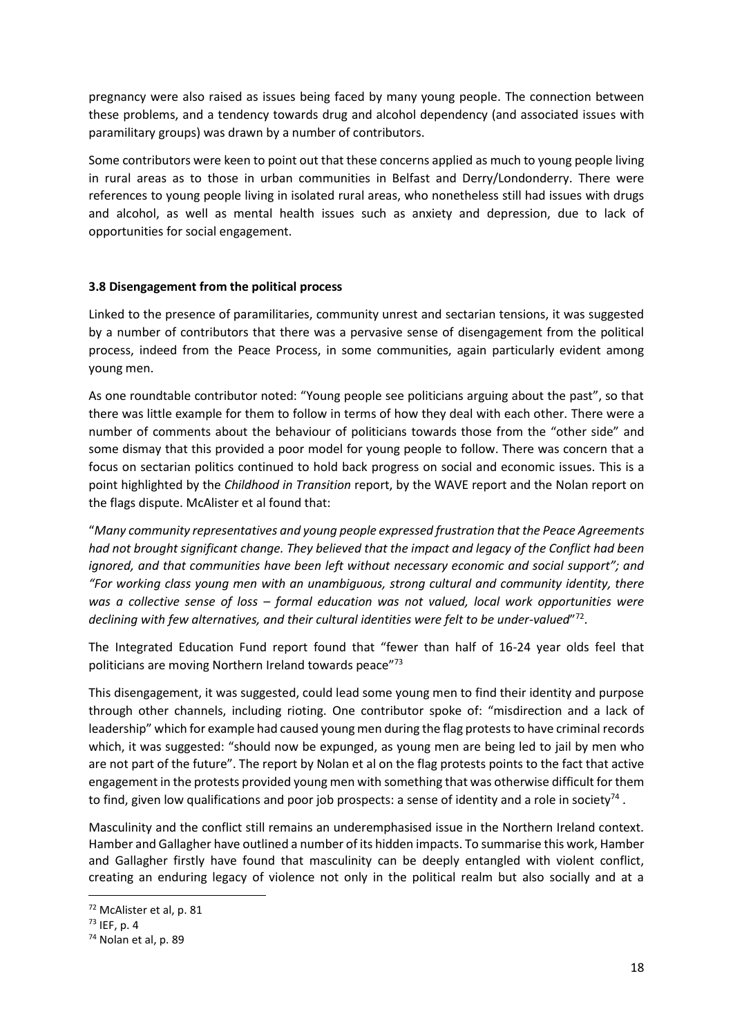pregnancy were also raised as issues being faced by many young people. The connection between these problems, and a tendency towards drug and alcohol dependency (and associated issues with paramilitary groups) was drawn by a number of contributors.

Some contributors were keen to point out that these concerns applied as much to young people living in rural areas as to those in urban communities in Belfast and Derry/Londonderry. There were references to young people living in isolated rural areas, who nonetheless still had issues with drugs and alcohol, as well as mental health issues such as anxiety and depression, due to lack of opportunities for social engagement.

### 3.8 Disengagement from the political process

Linked to the presence of paramilitaries, community unrest and sectarian tensions, it was suggested by a number of contributors that there was a pervasive sense of disengagement from the political process, indeed from the Peace Process, in some communities, again particularly evident among young men.

As one roundtable contributor noted: "Young people see politicians arguing about the past", so that there was little example for them to follow in terms of how they deal with each other. There were a number of comments about the behaviour of politicians towards those from the "other side" and some dismay that this provided a poor model for young people to follow. There was concern that a focus on sectarian politics continued to hold back progress on social and economic issues. This is a point highlighted by the *Childhood in Transition* report, by the WAVE report and the Nolan report on the flags dispute. McAlister et al found that:

"*Many community representatives and young people expressed frustration that the Peace Agreements had not brought significant change. They believed that the impact and legacy of the Conflict had been ignored, and that communities have been left without necessary economic and social support"; and "For working class young men with an unambiguous, strong cultural and community identity, there was a collective sense of loss – formal education was not valued, local work opportunities were declining with few alternatives, and their cultural identities were felt to be under-valued*"[72].

The Integrated Education Fund report found that "fewer than half of 16-24 year olds feel that politicians are moving Northern Ireland towards peace"[73]

This disengagement, it was suggested, could lead some young men to find their identity and purpose through other channels, including rioting. One contributor spoke of: "misdirection and a lack of leadership" which for example had caused young men during the flag protests to have criminal records which, it was suggested: "should now be expunged, as young men are being led to jail by men who are not part of the future". The report by Nolan et al on the flag protests points to the fact that active engagement in the protests provided young men with something that was otherwise difficult for them to find, given low qualifications and poor job prospects: a sense of identity and a role in society[74] .

Masculinity and the conflict still remains an underemphasised issue in the Northern Ireland context. Hamber and Gallagher have outlined a number of its hidden impacts. To summarise this work, Hamber and Gallagher firstly have found that masculinity can be deeply entangled with violent conflict, creating an enduring legacy of violence not only in the political realm but also socially and at a

---

[72] McAlister et al, p. 81

[73] IEF, p. 4

[74] Nolan et al, p. 89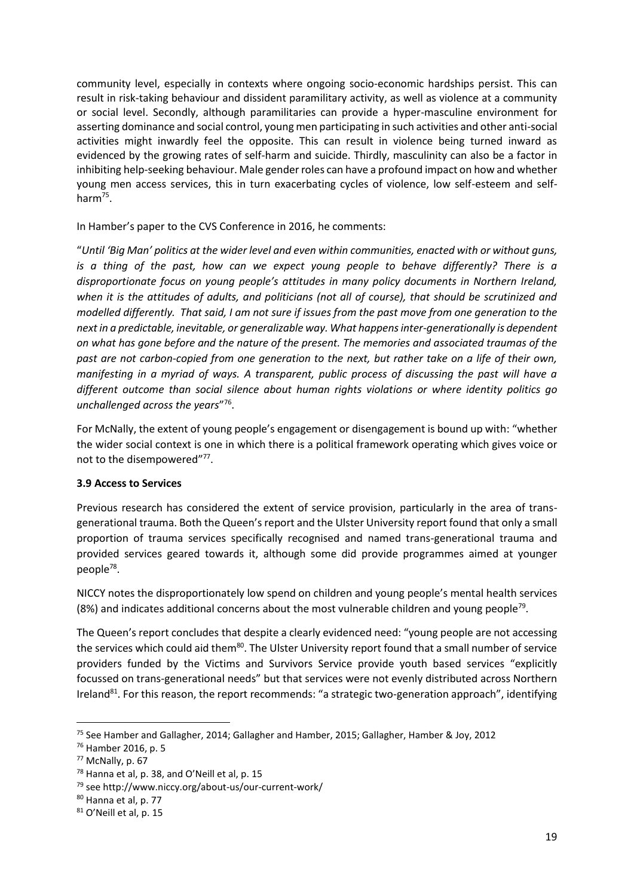community level, especially in contexts where ongoing socio-economic hardships persist. This can result in risk-taking behaviour and dissident paramilitary activity, as well as violence at a community or social level. Secondly, although paramilitaries can provide a hyper-masculine environment for asserting dominance and social control, young men participating in such activities and other anti-social activities might inwardly feel the opposite. This can result in violence being turned inward as evidenced by the growing rates of self-harm and suicide. Thirdly, masculinity can also be a factor in inhibiting help-seeking behaviour. Male gender roles can have a profound impact on how and whether young men access services, this in turn exacerbating cycles of violence, low self-esteem and self-harm[75].

In Hamber's paper to the CVS Conference in 2016, he comments:

"*Until 'Big Man' politics at the wider level and even within communities, enacted with or without guns, is a thing of the past, how can we expect young people to behave differently? There is a disproportionate focus on young people's attitudes in many policy documents in Northern Ireland, when it is the attitudes of adults, and politicians (not all of course), that should be scrutinized and modelled differently. That said, I am not sure if issues from the past move from one generation to the next in a predictable, inevitable, or generalizable way. What happens inter-generationally is dependent on what has gone before and the nature of the present. The memories and associated traumas of the past are not carbon-copied from one generation to the next, but rather take on a life of their own, manifesting in a myriad of ways. A transparent, public process of discussing the past will have a different outcome than social silence about human rights violations or where identity politics go unchallenged across the years*"[76].

For McNally, the extent of young people's engagement or disengagement is bound up with: "whether the wider social context is one in which there is a political framework operating which gives voice or not to the disempowered"[77].

### 3.9 Access to Services

Previous research has considered the extent of service provision, particularly in the area of trans-generational trauma. Both the Queen's report and the Ulster University report found that only a small proportion of trauma services specifically recognised and named trans-generational trauma and provided services geared towards it, although some did provide programmes aimed at younger people[78].

NICCY notes the disproportionately low spend on children and young people's mental health services (8%) and indicates additional concerns about the most vulnerable children and young people[79].

The Queen's report concludes that despite a clearly evidenced need: "young people are not accessing the services which could aid them[80]. The Ulster University report found that a small number of service providers funded by the Victims and Survivors Service provide youth based services "explicitly focussed on trans-generational needs" but that services were not evenly distributed across Northern Ireland[81]. For this reason, the report recommends: "a strategic two-generation approach", identifying

---

[75] See Hamber and Gallagher, 2014; Gallagher and Hamber, 2015; Gallagher, Hamber & Joy, 2012

[76] Hamber 2016, p. 5

[77] McNally, p. 67

[78] Hanna et al, p. 38, and O'Neill et al, p. 15

[79] see http://www.niccy.org/about-us/our-current-work/

[80] Hanna et al, p. 77

[81] O'Neill et al, p. 15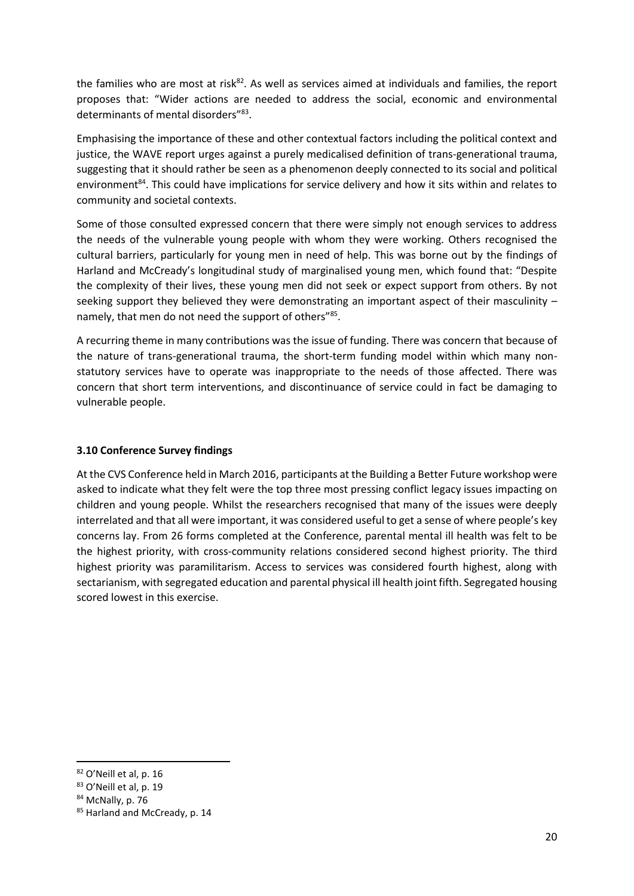the families who are most at risk[82]. As well as services aimed at individuals and families, the report proposes that: "Wider actions are needed to address the social, economic and environmental determinants of mental disorders"[83].

Emphasising the importance of these and other contextual factors including the political context and justice, the WAVE report urges against a purely medicalised definition of trans-generational trauma, suggesting that it should rather be seen as a phenomenon deeply connected to its social and political environment[84]. This could have implications for service delivery and how it sits within and relates to community and societal contexts.

Some of those consulted expressed concern that there were simply not enough services to address the needs of the vulnerable young people with whom they were working. Others recognised the cultural barriers, particularly for young men in need of help. This was borne out by the findings of Harland and McCready's longitudinal study of marginalised young men, which found that: "Despite the complexity of their lives, these young men did not seek or expect support from others. By not seeking support they believed they were demonstrating an important aspect of their masculinity – namely, that men do not need the support of others"[85].

A recurring theme in many contributions was the issue of funding. There was concern that because of the nature of trans-generational trauma, the short-term funding model within which many non-statutory services have to operate was inappropriate to the needs of those affected. There was concern that short term interventions, and discontinuance of service could in fact be damaging to vulnerable people.

### 3.10 Conference Survey findings

At the CVS Conference held in March 2016, participants at the Building a Better Future workshop were asked to indicate what they felt were the top three most pressing conflict legacy issues impacting on children and young people. Whilst the researchers recognised that many of the issues were deeply interrelated and that all were important, it was considered useful to get a sense of where people's key concerns lay. From 26 forms completed at the Conference, parental mental ill health was felt to be the highest priority, with cross-community relations considered second highest priority. The third highest priority was paramilitarism. Access to services was considered fourth highest, along with sectarianism, with segregated education and parental physical ill health joint fifth. Segregated housing scored lowest in this exercise.

---

[82] O'Neill et al, p. 16

[83] O'Neill et al, p. 19

[84] McNally, p. 76

[85] Harland and McCready, p. 14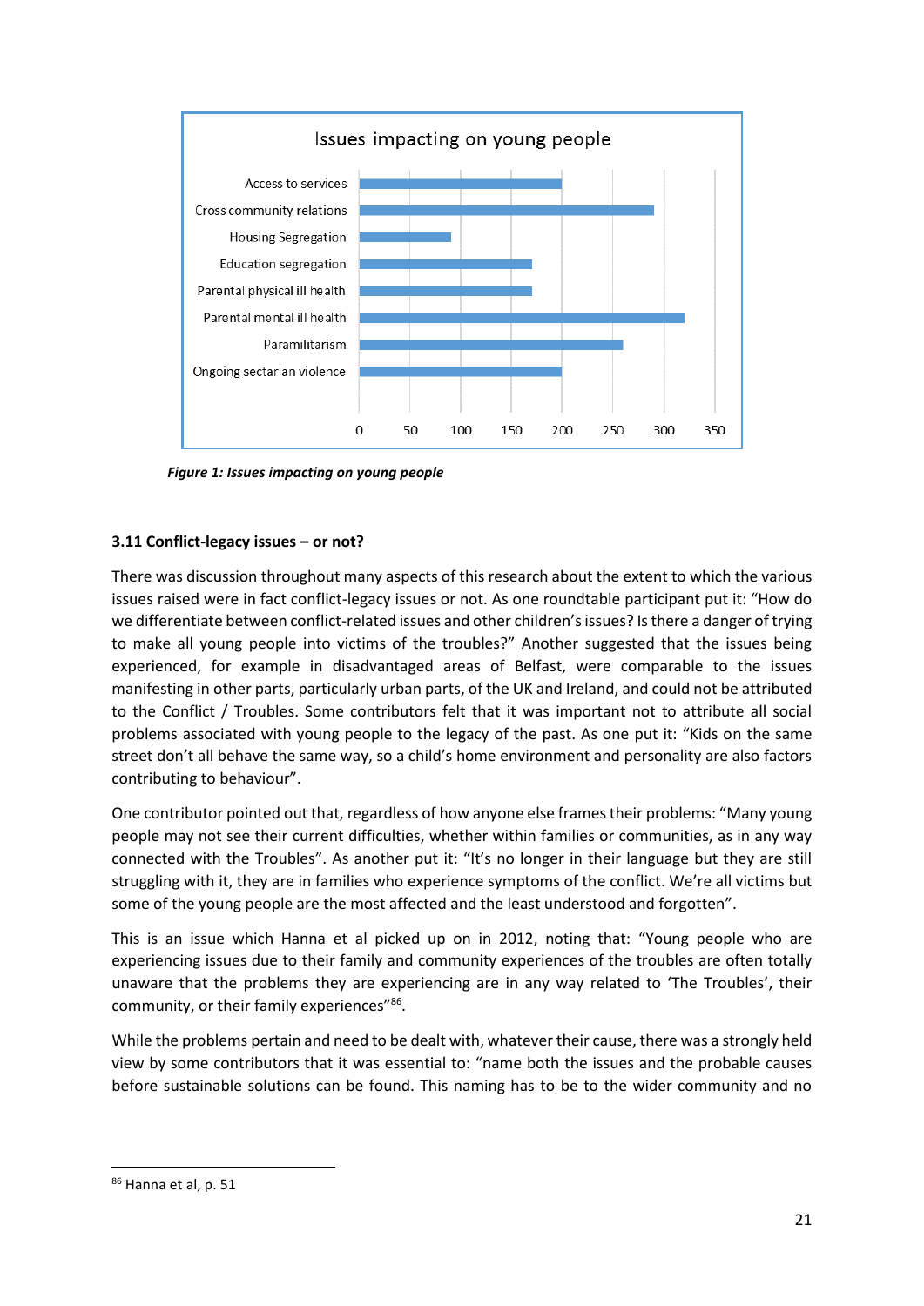Figure 1: Issues impacting on young people

### 3.11 Conflict-legacy issues – or not?

There was discussion throughout many aspects of this research about the extent to which the various issues raised were in fact conflict-legacy issues or not. As one roundtable participant put it: "How do we differentiate between conflict-related issues and other children's issues? Is there a danger of trying to make all young people into victims of the troubles?" Another suggested that the issues being experienced, for example in disadvantaged areas of Belfast, were comparable to the issues manifesting in other parts, particularly urban parts, of the UK and Ireland, and could not be attributed to the Conflict / Troubles. Some contributors felt that it was important not to attribute all social problems associated with young people to the legacy of the past. As one put it: "Kids on the same street don't all behave the same way, so a child's home environment and personality are also factors contributing to behaviour".

One contributor pointed out that, regardless of how anyone else frames their problems: "Many young people may not see their current difficulties, whether within families or communities, as in any way connected with the Troubles". As another put it: "It's no longer in their language but they are still struggling with it, they are in families who experience symptoms of the conflict. We're all victims but some of the young people are the most affected and the least understood and forgotten".

This is an issue which Hanna et al picked up on in 2012, noting that: "Young people who are experiencing issues due to their family and community experiences of the troubles are often totally unaware that the problems they are experiencing are in any way related to 'The Troubles', their community, or their family experiences"[86].

While the problems pertain and need to be dealt with, whatever their cause, there was a strongly held view by some contributors that it was essential to: "name both the issues and the probable causes before sustainable solutions can be found. This naming has to be to the wider community and no

[86] Hanna et al, p. 51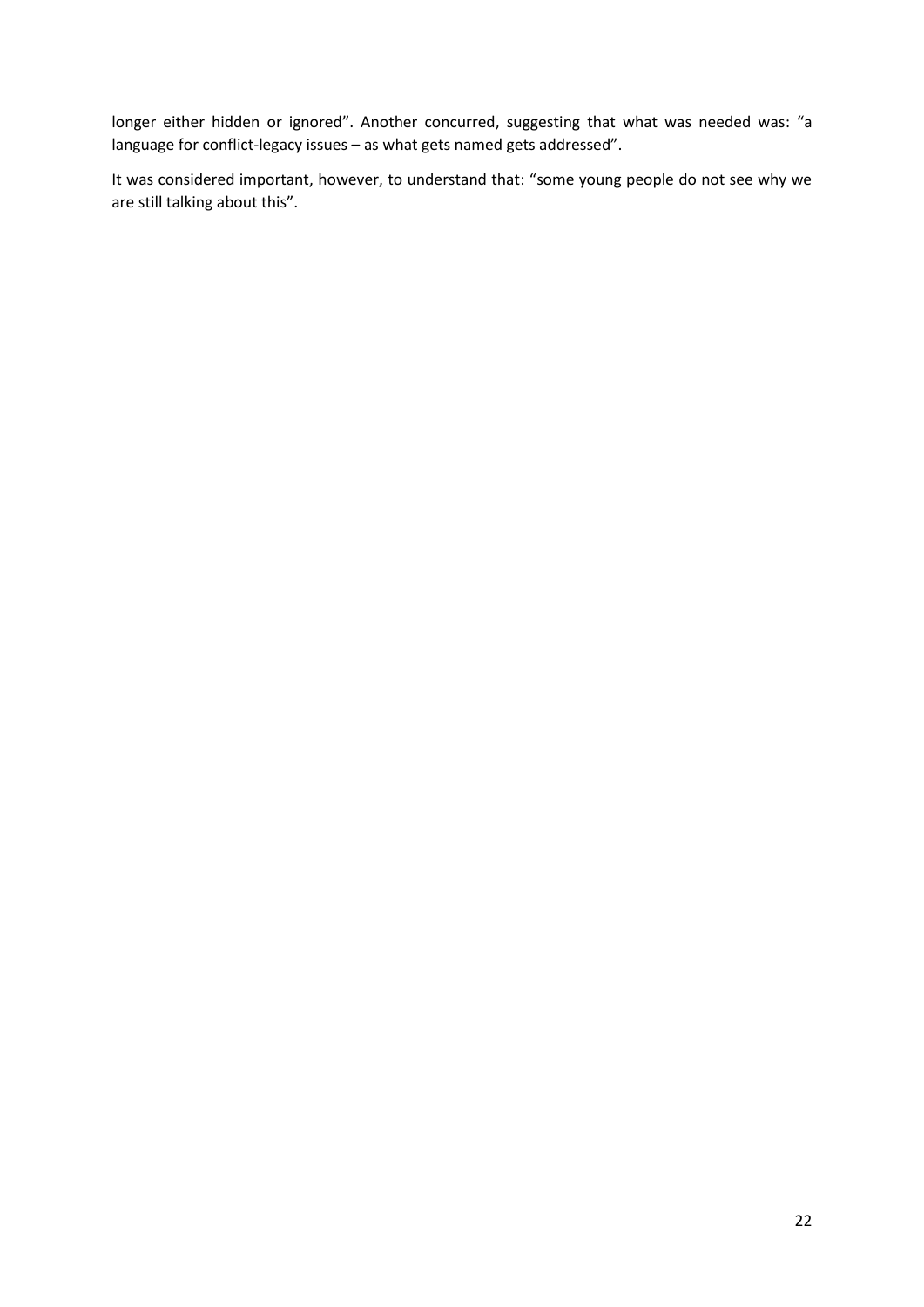longer either hidden or ignored". Another concurred, suggesting that what was needed was: "a language for conflict-legacy issues – as what gets named gets addressed".

It was considered important, however, to understand that: "some young people do not see why we are still talking about this".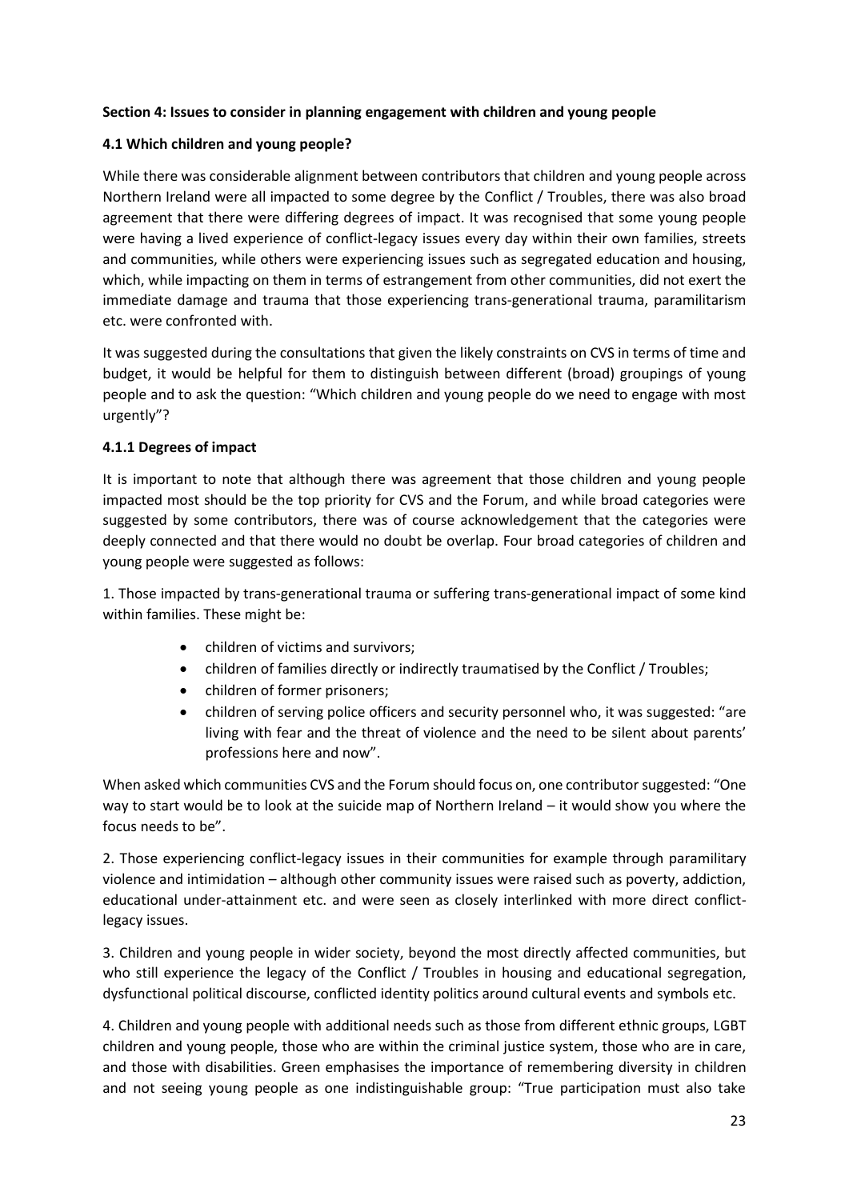**Section 4: Issues to consider in planning engagement with children and young people**

**4.1 Which children and young people?**

While there was considerable alignment between contributors that children and young people across Northern Ireland were all impacted to some degree by the Conflict / Troubles, there was also broad agreement that there were differing degrees of impact. It was recognised that some young people were having a lived experience of conflict-legacy issues every day within their own families, streets and communities, while others were experiencing issues such as segregated education and housing, which, while impacting on them in terms of estrangement from other communities, did not exert the immediate damage and trauma that those experiencing trans-generational trauma, paramilitarism etc. were confronted with.

It was suggested during the consultations that given the likely constraints on CVS in terms of time and budget, it would be helpful for them to distinguish between different (broad) groupings of young people and to ask the question: "Which children and young people do we need to engage with most urgently"?

**4.1.1 Degrees of impact**

It is important to note that although there was agreement that those children and young people impacted most should be the top priority for CVS and the Forum, and while broad categories were suggested by some contributors, there was of course acknowledgement that the categories were deeply connected and that there would no doubt be overlap. Four broad categories of children and young people were suggested as follows:

1. Those impacted by trans-generational trauma or suffering trans-generational impact of some kind within families. These might be:

    - children of victims and survivors;
    - children of families directly or indirectly traumatised by the Conflict / Troubles;
    - children of former prisoners;
    - children of serving police officers and security personnel who, it was suggested: "are living with fear and the threat of violence and the need to be silent about parents' professions here and now".

When asked which communities CVS and the Forum should focus on, one contributor suggested: "One way to start would be to look at the suicide map of Northern Ireland – it would show you where the focus needs to be".

2. Those experiencing conflict-legacy issues in their communities for example through paramilitary violence and intimidation – although other community issues were raised such as poverty, addiction, educational under-attainment etc. and were seen as closely interlinked with more direct conflict-legacy issues.

3. Children and young people in wider society, beyond the most directly affected communities, but who still experience the legacy of the Conflict / Troubles in housing and educational segregation, dysfunctional political discourse, conflicted identity politics around cultural events and symbols etc.

4. Children and young people with additional needs such as those from different ethnic groups, LGBT children and young people, those who are within the criminal justice system, those who are in care, and those with disabilities. Green emphasises the importance of remembering diversity in children and not seeing young people as one indistinguishable group: "True participation must also take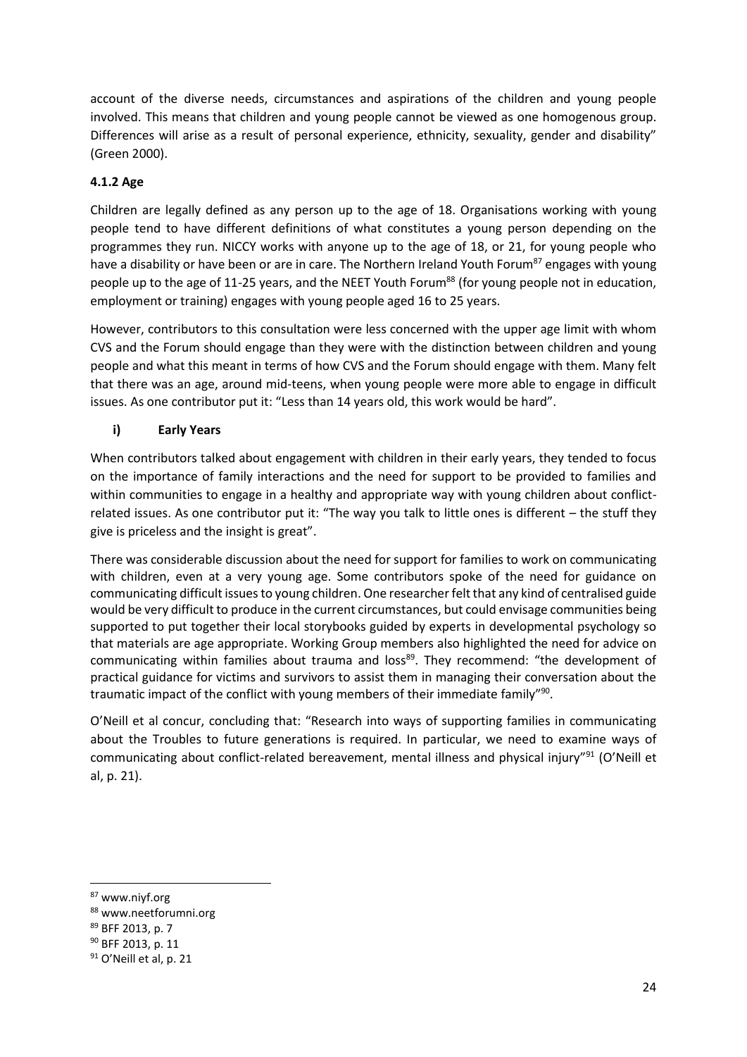account of the diverse needs, circumstances and aspirations of the children and young people involved. This means that children and young people cannot be viewed as one homogenous group. Differences will arise as a result of personal experience, ethnicity, sexuality, gender and disability" (Green 2000).

### 4.1.2 Age

Children are legally defined as any person up to the age of 18. Organisations working with young people tend to have different definitions of what constitutes a young person depending on the programmes they run. NICCY works with anyone up to the age of 18, or 21, for young people who have a disability or have been or are in care. The Northern Ireland Youth Forum[87] engages with young people up to the age of 11-25 years, and the NEET Youth Forum[88] (for young people not in education, employment or training) engages with young people aged 16 to 25 years.

However, contributors to this consultation were less concerned with the upper age limit with whom CVS and the Forum should engage than they were with the distinction between children and young people and what this meant in terms of how CVS and the Forum should engage with them. Many felt that there was an age, around mid-teens, when young people were more able to engage in difficult issues. As one contributor put it: "Less than 14 years old, this work would be hard".

#### i) Early Years

When contributors talked about engagement with children in their early years, they tended to focus on the importance of family interactions and the need for support to be provided to families and within communities to engage in a healthy and appropriate way with young children about conflict-related issues. As one contributor put it: "The way you talk to little ones is different – the stuff they give is priceless and the insight is great".

There was considerable discussion about the need for support for families to work on communicating with children, even at a very young age. Some contributors spoke of the need for guidance on communicating difficult issues to young children. One researcher felt that any kind of centralised guide would be very difficult to produce in the current circumstances, but could envisage communities being supported to put together their local storybooks guided by experts in developmental psychology so that materials are age appropriate. Working Group members also highlighted the need for advice on communicating within families about trauma and loss[89]. They recommend: "the development of practical guidance for victims and survivors to assist them in managing their conversation about the traumatic impact of the conflict with young members of their immediate family"[90].

O'Neill et al concur, concluding that: "Research into ways of supporting families in communicating about the Troubles to future generations is required. In particular, we need to examine ways of communicating about conflict-related bereavement, mental illness and physical injury"[91] (O'Neill et al, p. 21).

---

[87] www.niyf.org

[88] www.neetforumni.org

[89] BFF 2013, p. 7

[90] BFF 2013, p. 11

[91] O'Neill et al, p. 21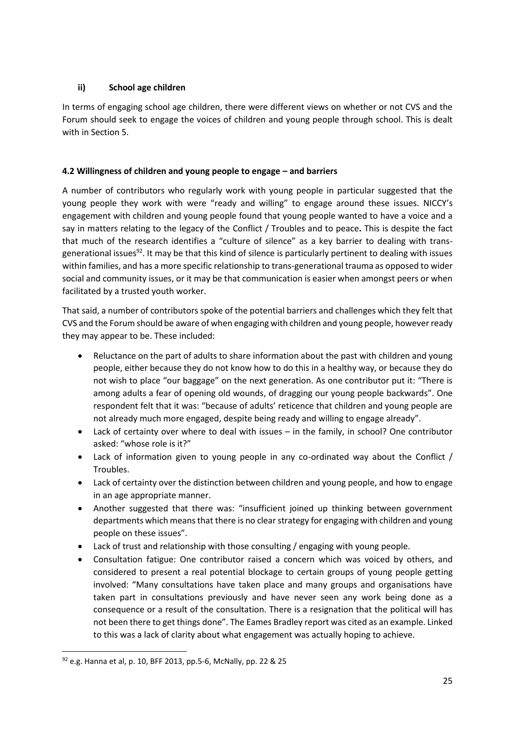### ii) School age children

In terms of engaging school age children, there were different views on whether or not CVS and the Forum should seek to engage the voices of children and young people through school. This is dealt with in Section 5.

### 4.2 Willingness of children and young people to engage – and barriers

A number of contributors who regularly work with young people in particular suggested that the young people they work with were "ready and willing" to engage around these issues. NICCY's engagement with children and young people found that young people wanted to have a voice and a say in matters relating to the legacy of the Conflict / Troubles and to peace**.** This is despite the fact that much of the research identifies a "culture of silence" as a key barrier to dealing with trans-generational issues[92]. It may be that this kind of silence is particularly pertinent to dealing with issues within families, and has a more specific relationship to trans-generational trauma as opposed to wider social and community issues, or it may be that communication is easier when amongst peers or when facilitated by a trusted youth worker.

That said, a number of contributors spoke of the potential barriers and challenges which they felt that CVS and the Forum should be aware of when engaging with children and young people, however ready they may appear to be. These included:

- Reluctance on the part of adults to share information about the past with children and young people, either because they do not know how to do this in a healthy way, or because they do not wish to place "our baggage" on the next generation. As one contributor put it: "There is among adults a fear of opening old wounds, of dragging our young people backwards". One respondent felt that it was: "because of adults' reticence that children and young people are not already much more engaged, despite being ready and willing to engage already".
- Lack of certainty over where to deal with issues – in the family, in school? One contributor asked: "whose role is it?"
- Lack of information given to young people in any co-ordinated way about the Conflict / Troubles.
- Lack of certainty over the distinction between children and young people, and how to engage in an age appropriate manner.
- Another suggested that there was: "insufficient joined up thinking between government departments which means that there is no clear strategy for engaging with children and young people on these issues".
- Lack of trust and relationship with those consulting / engaging with young people.
- Consultation fatigue: One contributor raised a concern which was voiced by others, and considered to present a real potential blockage to certain groups of young people getting involved: "Many consultations have taken place and many groups and organisations have taken part in consultations previously and have never seen any work being done as a consequence or a result of the consultation. There is a resignation that the political will has not been there to get things done". The Eames Bradley report was cited as an example. Linked to this was a lack of clarity about what engagement was actually hoping to achieve.

---

[92] e.g. Hanna et al, p. 10, BFF 2013, pp.5-6, McNally, pp. 22 & 25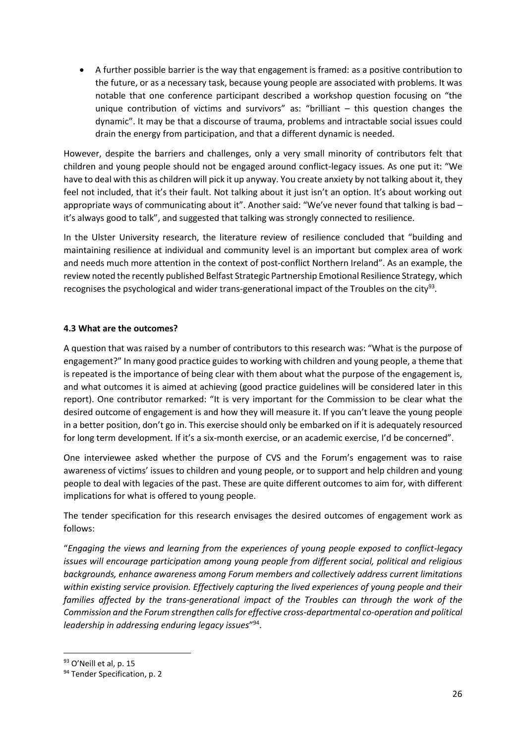- A further possible barrier is the way that engagement is framed: as a positive contribution to the future, or as a necessary task, because young people are associated with problems. It was notable that one conference participant described a workshop question focusing on "the unique contribution of victims and survivors" as: "brilliant – this question changes the dynamic". It may be that a discourse of trauma, problems and intractable social issues could drain the energy from participation, and that a different dynamic is needed.

However, despite the barriers and challenges, only a very small minority of contributors felt that children and young people should not be engaged around conflict-legacy issues. As one put it: "We have to deal with this as children will pick it up anyway. You create anxiety by not talking about it, they feel not included, that it's their fault. Not talking about it just isn't an option. It's about working out appropriate ways of communicating about it". Another said: "We've never found that talking is bad – it's always good to talk", and suggested that talking was strongly connected to resilience.

In the Ulster University research, the literature review of resilience concluded that "building and maintaining resilience at individual and community level is an important but complex area of work and needs much more attention in the context of post-conflict Northern Ireland". As an example, the review noted the recently published Belfast Strategic Partnership Emotional Resilience Strategy, which recognises the psychological and wider trans-generational impact of the Troubles on the city[93].

### 4.3 What are the outcomes?

A question that was raised by a number of contributors to this research was: "What is the purpose of engagement?" In many good practice guides to working with children and young people, a theme that is repeated is the importance of being clear with them about what the purpose of the engagement is, and what outcomes it is aimed at achieving (good practice guidelines will be considered later in this report). One contributor remarked: "It is very important for the Commission to be clear what the desired outcome of engagement is and how they will measure it. If you can't leave the young people in a better position, don't go in. This exercise should only be embarked on if it is adequately resourced for long term development. If it's a six-month exercise, or an academic exercise, I'd be concerned".

One interviewee asked whether the purpose of CVS and the Forum's engagement was to raise awareness of victims' issues to children and young people, or to support and help children and young people to deal with legacies of the past. These are quite different outcomes to aim for, with different implications for what is offered to young people.

The tender specification for this research envisages the desired outcomes of engagement work as follows:

"*Engaging the views and learning from the experiences of young people exposed to conflict-legacy issues will encourage participation among young people from different social, political and religious backgrounds, enhance awareness among Forum members and collectively address current limitations within existing service provision. Effectively capturing the lived experiences of young people and their families affected by the trans-generational impact of the Troubles can through the work of the Commission and the Forum strengthen calls for effective cross-departmental co-operation and political leadership in addressing enduring legacy issues*"[94].

---

[93] O'Neill et al, p. 15

[94] Tender Specification, p. 2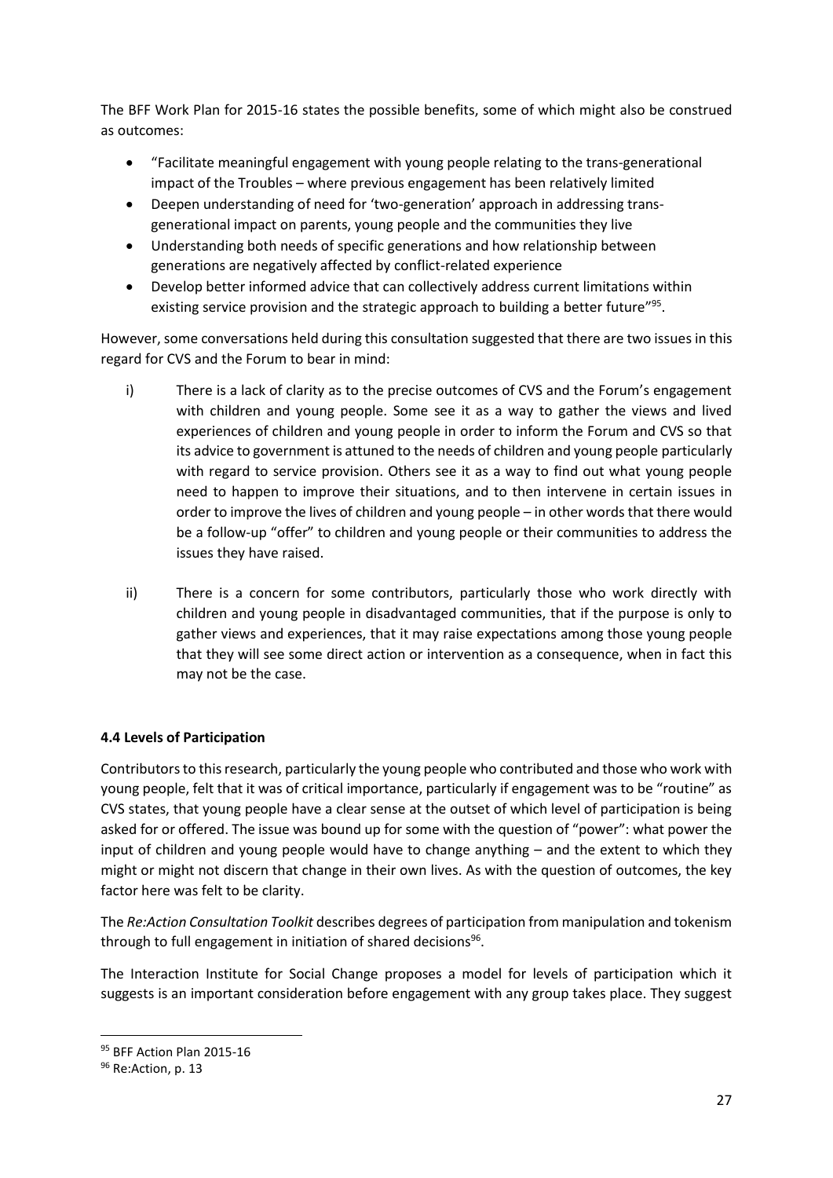The BFF Work Plan for 2015-16 states the possible benefits, some of which might also be construed as outcomes:

- "Facilitate meaningful engagement with young people relating to the trans-generational impact of the Troubles – where previous engagement has been relatively limited
- Deepen understanding of need for 'two-generation' approach in addressing trans-generational impact on parents, young people and the communities they live
- Understanding both needs of specific generations and how relationship between generations are negatively affected by conflict-related experience
- Develop better informed advice that can collectively address current limitations within existing service provision and the strategic approach to building a better future"[95].

However, some conversations held during this consultation suggested that there are two issues in this regard for CVS and the Forum to bear in mind:

i) There is a lack of clarity as to the precise outcomes of CVS and the Forum's engagement with children and young people. Some see it as a way to gather the views and lived experiences of children and young people in order to inform the Forum and CVS so that its advice to government is attuned to the needs of children and young people particularly with regard to service provision. Others see it as a way to find out what young people need to happen to improve their situations, and to then intervene in certain issues in order to improve the lives of children and young people – in other words that there would be a follow-up "offer" to children and young people or their communities to address the issues they have raised.

ii) There is a concern for some contributors, particularly those who work directly with children and young people in disadvantaged communities, that if the purpose is only to gather views and experiences, that it may raise expectations among those young people that they will see some direct action or intervention as a consequence, when in fact this may not be the case.

**4.4 Levels of Participation**

Contributors to this research, particularly the young people who contributed and those who work with young people, felt that it was of critical importance, particularly if engagement was to be "routine" as CVS states, that young people have a clear sense at the outset of which level of participation is being asked for or offered. The issue was bound up for some with the question of "power": what power the input of children and young people would have to change anything – and the extent to which they might or might not discern that change in their own lives. As with the question of outcomes, the key factor here was felt to be clarity.

The *Re:Action Consultation Toolkit* describes degrees of participation from manipulation and tokenism through to full engagement in initiation of shared decisions[96].

The Interaction Institute for Social Change proposes a model for levels of participation which it suggests is an important consideration before engagement with any group takes place. They suggest

---

[95] BFF Action Plan 2015-16

[96] Re:Action, p. 13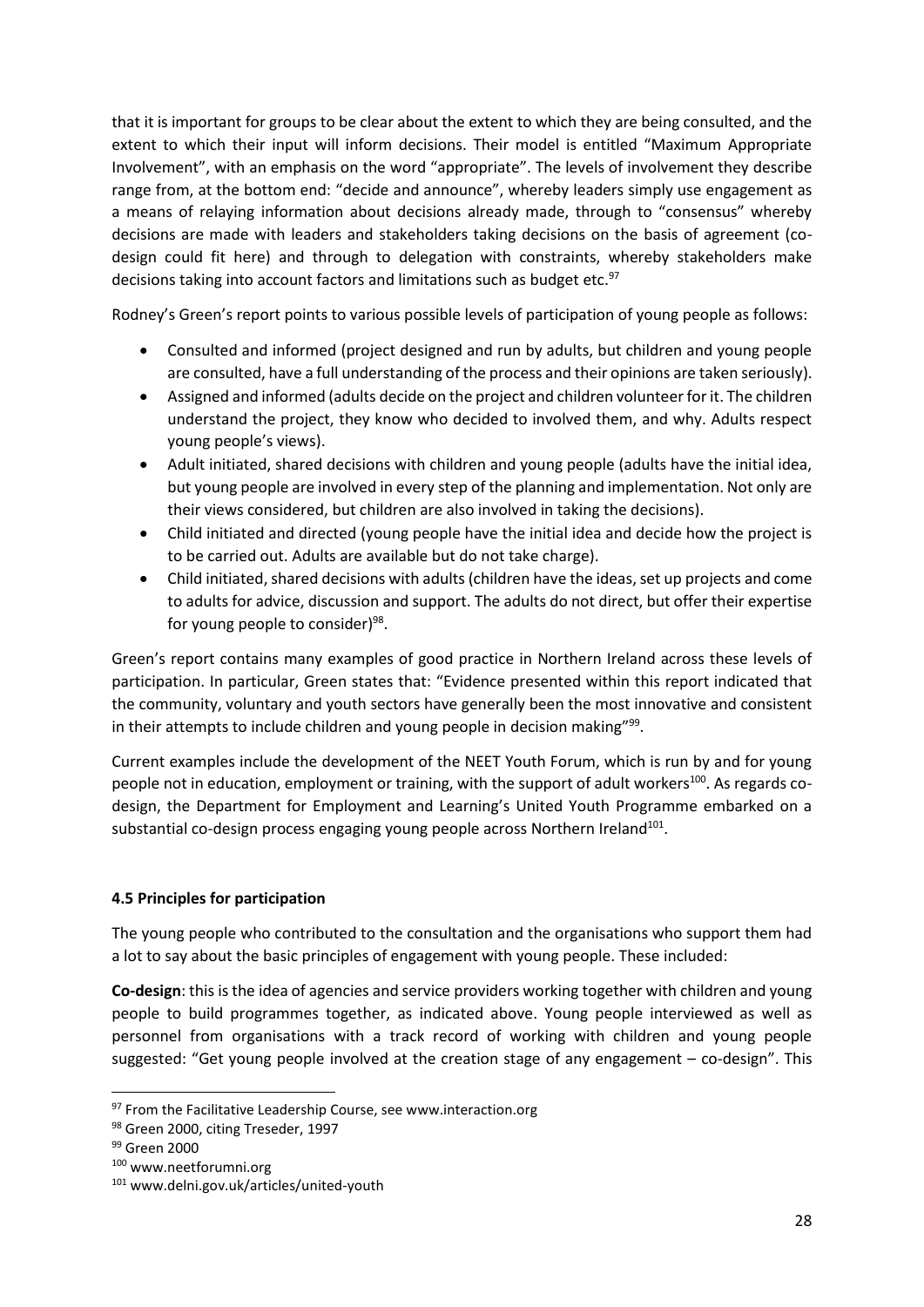that it is important for groups to be clear about the extent to which they are being consulted, and the extent to which their input will inform decisions. Their model is entitled "Maximum Appropriate Involvement", with an emphasis on the word "appropriate". The levels of involvement they describe range from, at the bottom end: "decide and announce", whereby leaders simply use engagement as a means of relaying information about decisions already made, through to "consensus" whereby decisions are made with leaders and stakeholders taking decisions on the basis of agreement (co-design could fit here) and through to delegation with constraints, whereby stakeholders make decisions taking into account factors and limitations such as budget etc.[97]

Rodney's Green's report points to various possible levels of participation of young people as follows:

- Consulted and informed (project designed and run by adults, but children and young people are consulted, have a full understanding of the process and their opinions are taken seriously).
- Assigned and informed (adults decide on the project and children volunteer for it. The children understand the project, they know who decided to involved them, and why. Adults respect young people's views).
- Adult initiated, shared decisions with children and young people (adults have the initial idea, but young people are involved in every step of the planning and implementation. Not only are their views considered, but children are also involved in taking the decisions).
- Child initiated and directed (young people have the initial idea and decide how the project is to be carried out. Adults are available but do not take charge).
- Child initiated, shared decisions with adults (children have the ideas, set up projects and come to adults for advice, discussion and support. The adults do not direct, but offer their expertise for young people to consider)[98].

Green's report contains many examples of good practice in Northern Ireland across these levels of participation. In particular, Green states that: "Evidence presented within this report indicated that the community, voluntary and youth sectors have generally been the most innovative and consistent in their attempts to include children and young people in decision making"[99].

Current examples include the development of the NEET Youth Forum, which is run by and for young people not in education, employment or training, with the support of adult workers[100]. As regards co-design, the Department for Employment and Learning's United Youth Programme embarked on a substantial co-design process engaging young people across Northern Ireland[101].

### 4.5 Principles for participation

The young people who contributed to the consultation and the organisations who support them had a lot to say about the basic principles of engagement with young people. These included:

**Co-design**: this is the idea of agencies and service providers working together with children and young people to build programmes together, as indicated above. Young people interviewed as well as personnel from organisations with a track record of working with children and young people suggested: "Get young people involved at the creation stage of any engagement – co-design". This

---

[97] From the Facilitative Leadership Course, see www.interaction.org

[98] Green 2000, citing Treseder, 1997

[99] Green 2000

[100] www.neetforumni.org

[101] www.delni.gov.uk/articles/united-youth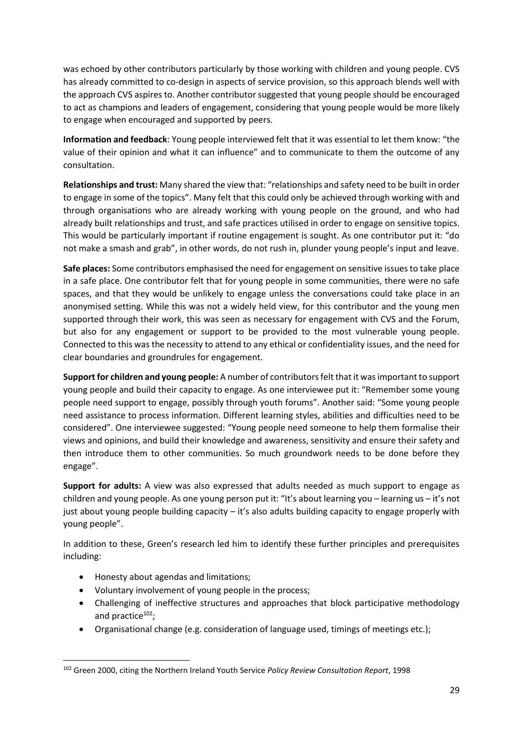was echoed by other contributors particularly by those working with children and young people. CVS has already committed to co-design in aspects of service provision, so this approach blends well with the approach CVS aspires to. Another contributor suggested that young people should be encouraged to act as champions and leaders of engagement, considering that young people would be more likely to engage when encouraged and supported by peers.

**Information and feedback**: Young people interviewed felt that it was essential to let them know: "the value of their opinion and what it can influence" and to communicate to them the outcome of any consultation.

**Relationships and trust:** Many shared the view that: "relationships and safety need to be built in order to engage in some of the topics". Many felt that this could only be achieved through working with and through organisations who are already working with young people on the ground, and who had already built relationships and trust, and safe practices utilised in order to engage on sensitive topics. This would be particularly important if routine engagement is sought. As one contributor put it: "do not make a smash and grab", in other words, do not rush in, plunder young people's input and leave.

**Safe places:** Some contributors emphasised the need for engagement on sensitive issues to take place in a safe place. One contributor felt that for young people in some communities, there were no safe spaces, and that they would be unlikely to engage unless the conversations could take place in an anonymised setting. While this was not a widely held view, for this contributor and the young men supported through their work, this was seen as necessary for engagement with CVS and the Forum, but also for any engagement or support to be provided to the most vulnerable young people. Connected to this was the necessity to attend to any ethical or confidentiality issues, and the need for clear boundaries and groundrules for engagement.

**Support for children and young people:** A number of contributors felt that it was important to support young people and build their capacity to engage. As one interviewee put it: "Remember some young people need support to engage, possibly through youth forums". Another said: "Some young people need assistance to process information. Different learning styles, abilities and difficulties need to be considered". One interviewee suggested: "Young people need someone to help them formalise their views and opinions, and build their knowledge and awareness, sensitivity and ensure their safety and then introduce them to other communities. So much groundwork needs to be done before they engage".

**Support for adults:** A view was also expressed that adults needed as much support to engage as children and young people. As one young person put it: "It's about learning you – learning us – it's not just about young people building capacity – it's also adults building capacity to engage properly with young people".

In addition to these, Green's research led him to identify these further principles and prerequisites including:

- Honesty about agendas and limitations;
- Voluntary involvement of young people in the process;
- Challenging of ineffective structures and approaches that block participative methodology and practice[102];
- Organisational change (e.g. consideration of language used, timings of meetings etc.);

[102] Green 2000, citing the Northern Ireland Youth Service *Policy Review Consultation Report*, 1998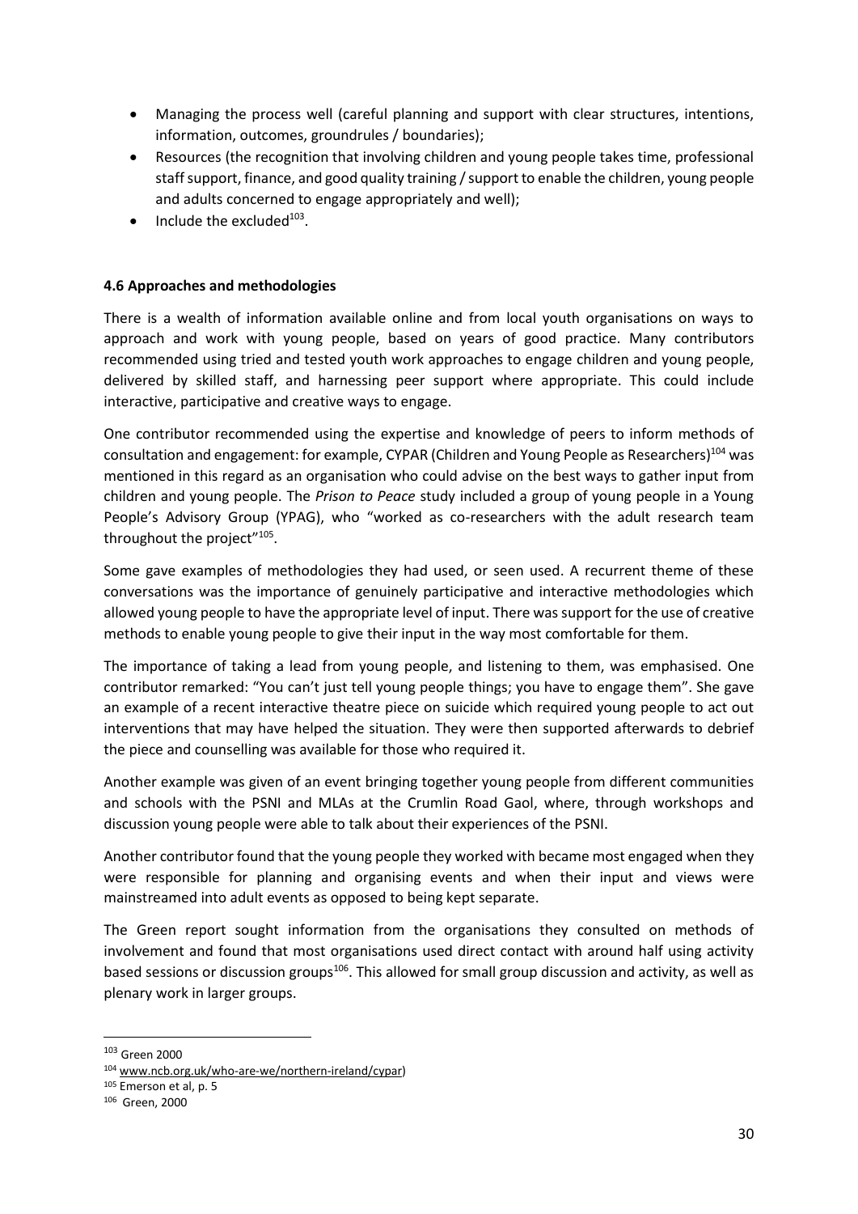- Managing the process well (careful planning and support with clear structures, intentions, information, outcomes, groundrules / boundaries);
- Resources (the recognition that involving children and young people takes time, professional staff support, finance, and good quality training / support to enable the children, young people and adults concerned to engage appropriately and well);
- Include the excluded[103].

**4.6 Approaches and methodologies**

There is a wealth of information available online and from local youth organisations on ways to approach and work with young people, based on years of good practice. Many contributors recommended using tried and tested youth work approaches to engage children and young people, delivered by skilled staff, and harnessing peer support where appropriate. This could include interactive, participative and creative ways to engage.

One contributor recommended using the expertise and knowledge of peers to inform methods of consultation and engagement: for example, CYPAR (Children and Young People as Researchers)[104] was mentioned in this regard as an organisation who could advise on the best ways to gather input from children and young people. The *Prison to Peace* study included a group of young people in a Young People's Advisory Group (YPAG), who "worked as co-researchers with the adult research team throughout the project"[105].

Some gave examples of methodologies they had used, or seen used. A recurrent theme of these conversations was the importance of genuinely participative and interactive methodologies which allowed young people to have the appropriate level of input. There was support for the use of creative methods to enable young people to give their input in the way most comfortable for them.

The importance of taking a lead from young people, and listening to them, was emphasised. One contributor remarked: "You can't just tell young people things; you have to engage them". She gave an example of a recent interactive theatre piece on suicide which required young people to act out interventions that may have helped the situation. They were then supported afterwards to debrief the piece and counselling was available for those who required it.

Another example was given of an event bringing together young people from different communities and schools with the PSNI and MLAs at the Crumlin Road Gaol, where, through workshops and discussion young people were able to talk about their experiences of the PSNI.

Another contributor found that the young people they worked with became most engaged when they were responsible for planning and organising events and when their input and views were mainstreamed into adult events as opposed to being kept separate.

The Green report sought information from the organisations they consulted on methods of involvement and found that most organisations used direct contact with around half using activity based sessions or discussion groups[106]. This allowed for small group discussion and activity, as well as plenary work in larger groups.

---

[103] Green 2000

[104] www.ncb.org.uk/who-are-we/northern-ireland/cypar)

[105] Emerson et al, p. 5

[106] Green, 2000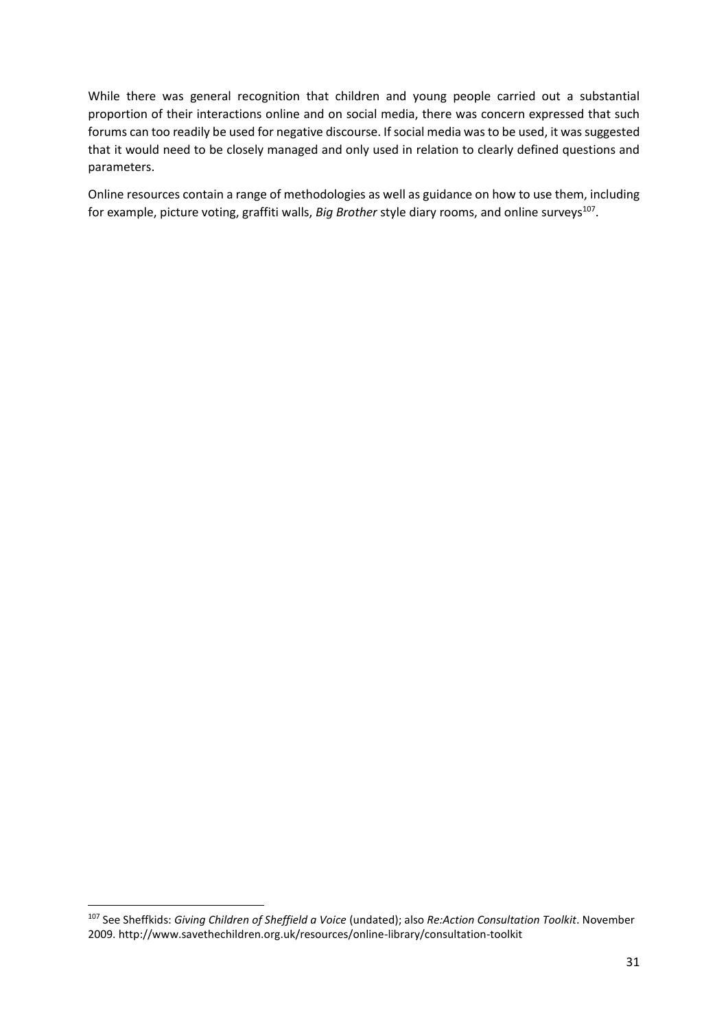While there was general recognition that children and young people carried out a substantial proportion of their interactions online and on social media, there was concern expressed that such forums can too readily be used for negative discourse. If social media was to be used, it was suggested that it would need to be closely managed and only used in relation to clearly defined questions and parameters.

Online resources contain a range of methodologies as well as guidance on how to use them, including for example, picture voting, graffiti walls, *Big Brother* style diary rooms, and online surveys[107].

[107] See Sheffkids: *Giving Children of Sheffield a Voice* (undated); also *Re:Action Consultation Toolkit*. November 2009. http://www.savethechildren.org.uk/resources/online-library/consultation-toolkit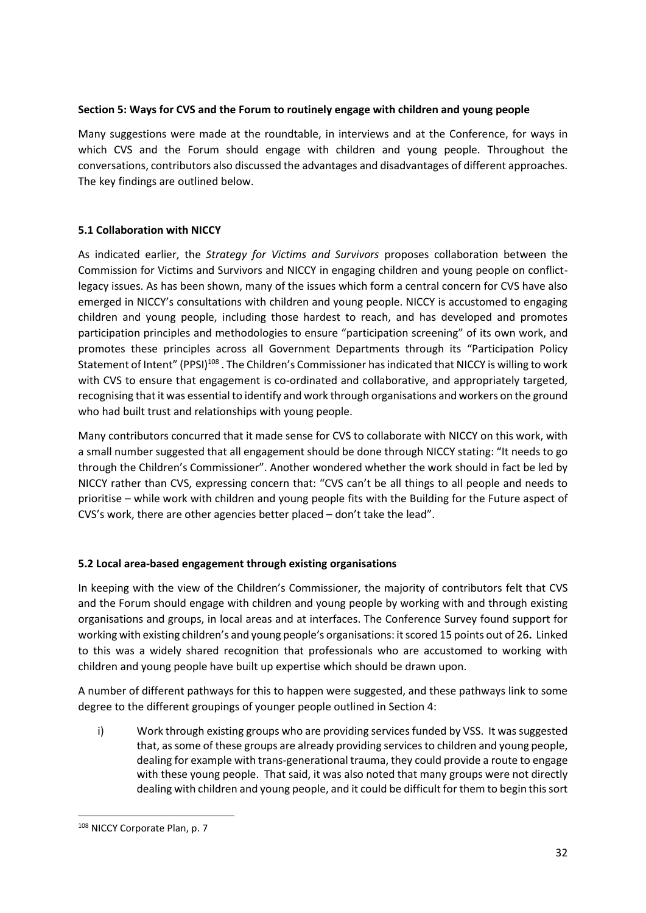### Section 5: Ways for CVS and the Forum to routinely engage with children and young people

Many suggestions were made at the roundtable, in interviews and at the Conference, for ways in which CVS and the Forum should engage with children and young people. Throughout the conversations, contributors also discussed the advantages and disadvantages of different approaches. The key findings are outlined below.

#### 5.1 Collaboration with NICCY

As indicated earlier, the *Strategy for Victims and Survivors* proposes collaboration between the Commission for Victims and Survivors and NICCY in engaging children and young people on conflict-legacy issues. As has been shown, many of the issues which form a central concern for CVS have also emerged in NICCY's consultations with children and young people. NICCY is accustomed to engaging children and young people, including those hardest to reach, and has developed and promotes participation principles and methodologies to ensure "participation screening" of its own work, and promotes these principles across all Government Departments through its "Participation Policy Statement of Intent" (PPSI)[108] . The Children's Commissioner has indicated that NICCY is willing to work with CVS to ensure that engagement is co-ordinated and collaborative, and appropriately targeted, recognising that it was essential to identify and work through organisations and workers on the ground who had built trust and relationships with young people.

Many contributors concurred that it made sense for CVS to collaborate with NICCY on this work, with a small number suggested that all engagement should be done through NICCY stating: "It needs to go through the Children's Commissioner". Another wondered whether the work should in fact be led by NICCY rather than CVS, expressing concern that: "CVS can't be all things to all people and needs to prioritise – while work with children and young people fits with the Building for the Future aspect of CVS's work, there are other agencies better placed – don't take the lead".

#### 5.2 Local area-based engagement through existing organisations

In keeping with the view of the Children's Commissioner, the majority of contributors felt that CVS and the Forum should engage with children and young people by working with and through existing organisations and groups, in local areas and at interfaces. The Conference Survey found support for working with existing children's and young people's organisations: it scored 15 points out of 26**.** Linked to this was a widely shared recognition that professionals who are accustomed to working with children and young people have built up expertise which should be drawn upon.

A number of different pathways for this to happen were suggested, and these pathways link to some degree to the different groupings of younger people outlined in Section 4:

i) Work through existing groups who are providing services funded by VSS. It was suggested that, as some of these groups are already providing services to children and young people, dealing for example with trans-generational trauma, they could provide a route to engage with these young people. That said, it was also noted that many groups were not directly dealing with children and young people, and it could be difficult for them to begin this sort

---

[108] NICCY Corporate Plan, p. 7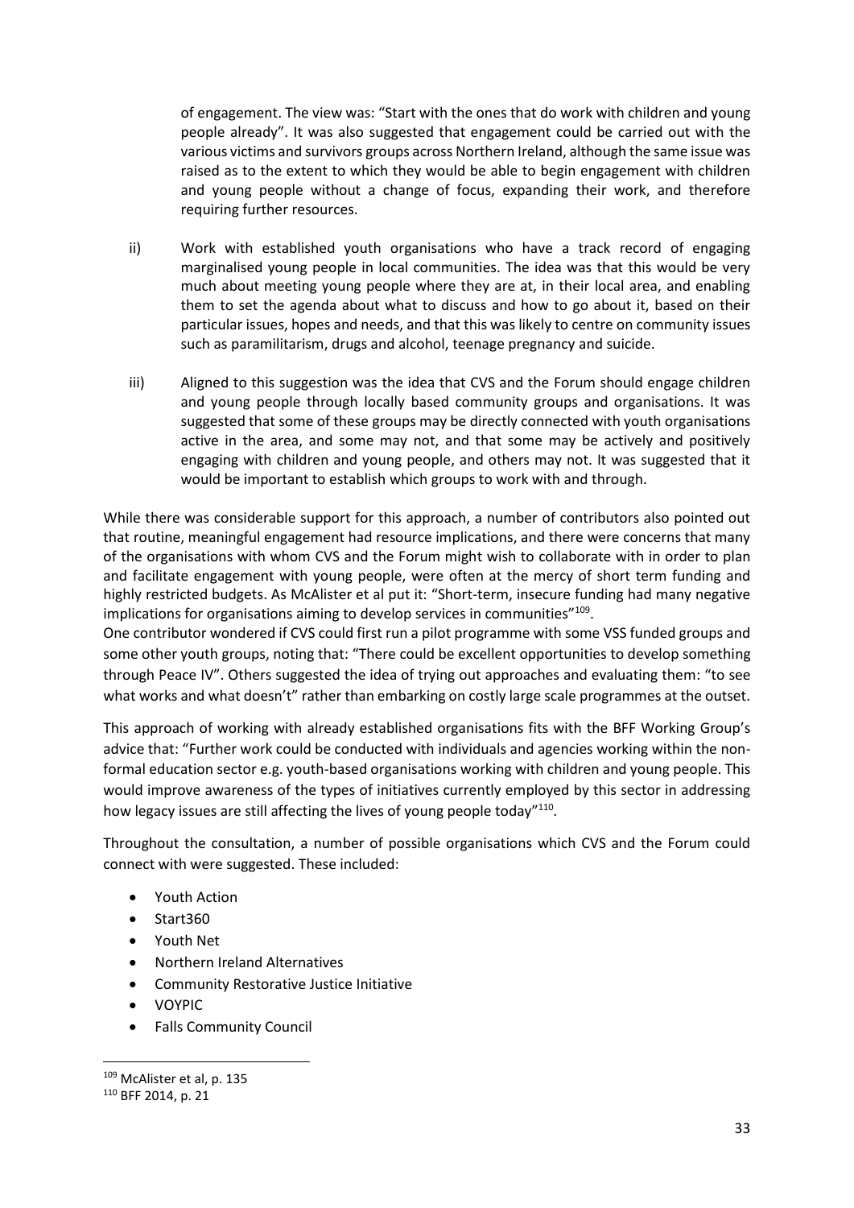of engagement. The view was: "Start with the ones that do work with children and young people already". It was also suggested that engagement could be carried out with the various victims and survivors groups across Northern Ireland, although the same issue was raised as to the extent to which they would be able to begin engagement with children and young people without a change of focus, expanding their work, and therefore requiring further resources.

ii) Work with established youth organisations who have a track record of engaging marginalised young people in local communities. The idea was that this would be very much about meeting young people where they are at, in their local area, and enabling them to set the agenda about what to discuss and how to go about it, based on their particular issues, hopes and needs, and that this was likely to centre on community issues such as paramilitarism, drugs and alcohol, teenage pregnancy and suicide.

iii) Aligned to this suggestion was the idea that CVS and the Forum should engage children and young people through locally based community groups and organisations. It was suggested that some of these groups may be directly connected with youth organisations active in the area, and some may not, and that some may be actively and positively engaging with children and young people, and others may not. It was suggested that it would be important to establish which groups to work with and through.

While there was considerable support for this approach, a number of contributors also pointed out that routine, meaningful engagement had resource implications, and there were concerns that many of the organisations with whom CVS and the Forum might wish to collaborate with in order to plan and facilitate engagement with young people, were often at the mercy of short term funding and highly restricted budgets. As McAlister et al put it: "Short-term, insecure funding had many negative implications for organisations aiming to develop services in communities"[109].

One contributor wondered if CVS could first run a pilot programme with some VSS funded groups and some other youth groups, noting that: "There could be excellent opportunities to develop something through Peace IV". Others suggested the idea of trying out approaches and evaluating them: "to see what works and what doesn't" rather than embarking on costly large scale programmes at the outset.

This approach of working with already established organisations fits with the BFF Working Group's advice that: "Further work could be conducted with individuals and agencies working within the non-formal education sector e.g. youth-based organisations working with children and young people. This would improve awareness of the types of initiatives currently employed by this sector in addressing how legacy issues are still affecting the lives of young people today"[110].

Throughout the consultation, a number of possible organisations which CVS and the Forum could connect with were suggested. These included:

- Youth Action
- Start360
- Youth Net
- Northern Ireland Alternatives
- Community Restorative Justice Initiative
- VOYPIC
- Falls Community Council

[109] McAlister et al, p. 135

[110] BFF 2014, p. 21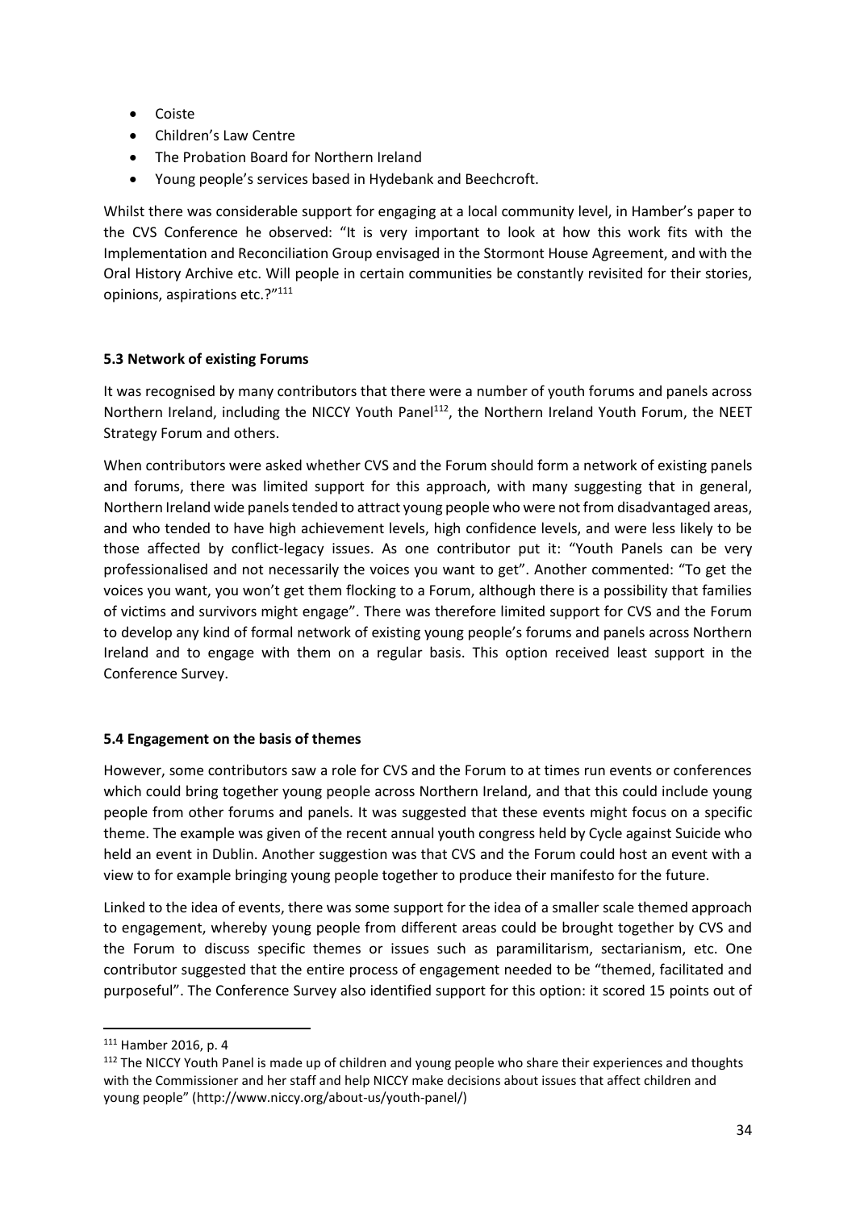- Coiste
- Children's Law Centre
- The Probation Board for Northern Ireland
- Young people's services based in Hydebank and Beechcroft.

Whilst there was considerable support for engaging at a local community level, in Hamber's paper to the CVS Conference he observed: "It is very important to look at how this work fits with the Implementation and Reconciliation Group envisaged in the Stormont House Agreement, and with the Oral History Archive etc. Will people in certain communities be constantly revisited for their stories, opinions, aspirations etc.?"[111]

### 5.3 Network of existing Forums

It was recognised by many contributors that there were a number of youth forums and panels across Northern Ireland, including the NICCY Youth Panel[112], the Northern Ireland Youth Forum, the NEET Strategy Forum and others.

When contributors were asked whether CVS and the Forum should form a network of existing panels and forums, there was limited support for this approach, with many suggesting that in general, Northern Ireland wide panels tended to attract young people who were not from disadvantaged areas, and who tended to have high achievement levels, high confidence levels, and were less likely to be those affected by conflict-legacy issues. As one contributor put it: "Youth Panels can be very professionalised and not necessarily the voices you want to get". Another commented: "To get the voices you want, you won't get them flocking to a Forum, although there is a possibility that families of victims and survivors might engage". There was therefore limited support for CVS and the Forum to develop any kind of formal network of existing young people's forums and panels across Northern Ireland and to engage with them on a regular basis. This option received least support in the Conference Survey.

### 5.4 Engagement on the basis of themes

However, some contributors saw a role for CVS and the Forum to at times run events or conferences which could bring together young people across Northern Ireland, and that this could include young people from other forums and panels. It was suggested that these events might focus on a specific theme. The example was given of the recent annual youth congress held by Cycle against Suicide who held an event in Dublin. Another suggestion was that CVS and the Forum could host an event with a view to for example bringing young people together to produce their manifesto for the future.

Linked to the idea of events, there was some support for the idea of a smaller scale themed approach to engagement, whereby young people from different areas could be brought together by CVS and the Forum to discuss specific themes or issues such as paramilitarism, sectarianism, etc. One contributor suggested that the entire process of engagement needed to be "themed, facilitated and purposeful". The Conference Survey also identified support for this option: it scored 15 points out of

---

[111] Hamber 2016, p. 4

[112] The NICCY Youth Panel is made up of children and young people who share their experiences and thoughts with the Commissioner and her staff and help NICCY make decisions about issues that affect children and young people" (http://www.niccy.org/about-us/youth-panel/)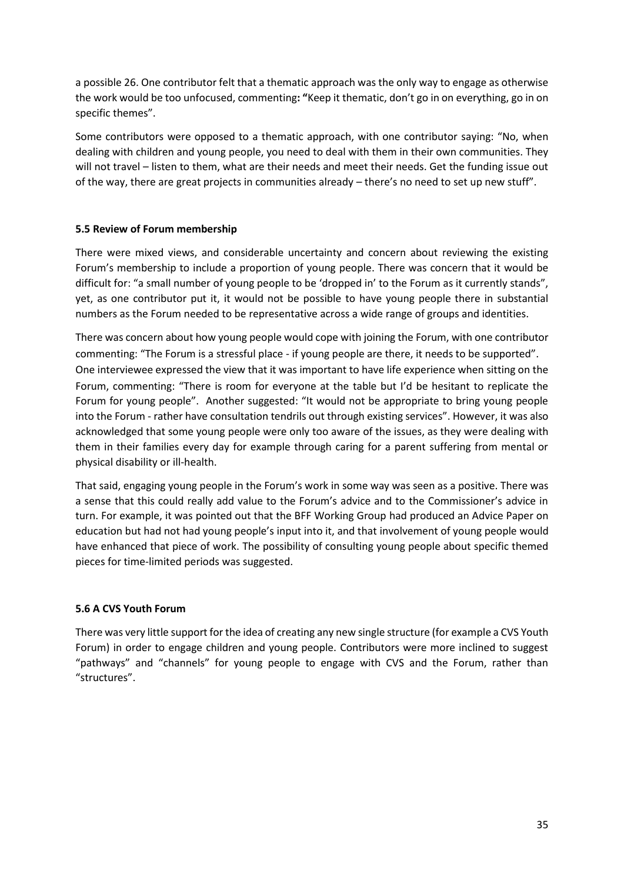a possible 26. One contributor felt that a thematic approach was the only way to engage as otherwise the work would be too unfocused, commenting**:** "Keep it thematic, don't go in on everything, go in on specific themes".

Some contributors were opposed to a thematic approach, with one contributor saying: "No, when dealing with children and young people, you need to deal with them in their own communities. They will not travel – listen to them, what are their needs and meet their needs. Get the funding issue out of the way, there are great projects in communities already – there's no need to set up new stuff".

#### 5.5 Review of Forum membership

There were mixed views, and considerable uncertainty and concern about reviewing the existing Forum's membership to include a proportion of young people. There was concern that it would be difficult for: "a small number of young people to be 'dropped in' to the Forum as it currently stands", yet, as one contributor put it, it would not be possible to have young people there in substantial numbers as the Forum needed to be representative across a wide range of groups and identities.

There was concern about how young people would cope with joining the Forum, with one contributor commenting: "The Forum is a stressful place - if young people are there, it needs to be supported". One interviewee expressed the view that it was important to have life experience when sitting on the Forum, commenting: "There is room for everyone at the table but I'd be hesitant to replicate the Forum for young people". Another suggested: "It would not be appropriate to bring young people into the Forum - rather have consultation tendrils out through existing services". However, it was also acknowledged that some young people were only too aware of the issues, as they were dealing with them in their families every day for example through caring for a parent suffering from mental or physical disability or ill-health.

That said, engaging young people in the Forum's work in some way was seen as a positive. There was a sense that this could really add value to the Forum's advice and to the Commissioner's advice in turn. For example, it was pointed out that the BFF Working Group had produced an Advice Paper on education but had not had young people's input into it, and that involvement of young people would have enhanced that piece of work. The possibility of consulting young people about specific themed pieces for time-limited periods was suggested.

#### 5.6 A CVS Youth Forum

There was very little support for the idea of creating any new single structure (for example a CVS Youth Forum) in order to engage children and young people. Contributors were more inclined to suggest "pathways" and "channels" for young people to engage with CVS and the Forum, rather than "structures".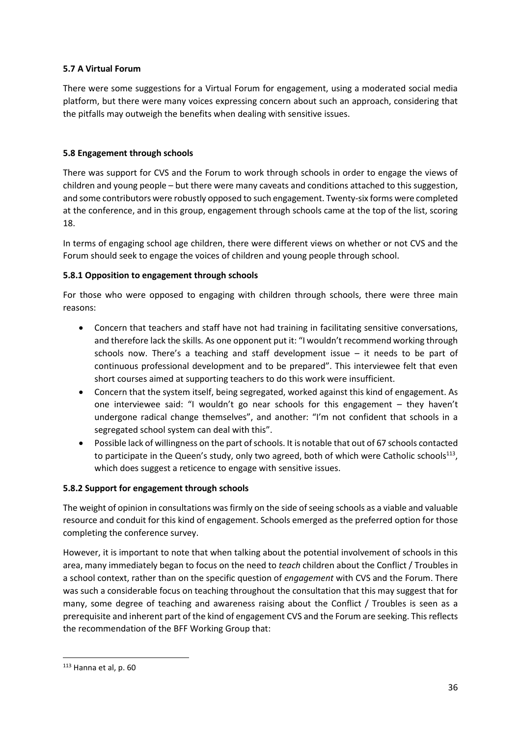### 5.7 A Virtual Forum

There were some suggestions for a Virtual Forum for engagement, using a moderated social media platform, but there were many voices expressing concern about such an approach, considering that the pitfalls may outweigh the benefits when dealing with sensitive issues.

### 5.8 Engagement through schools

There was support for CVS and the Forum to work through schools in order to engage the views of children and young people – but there were many caveats and conditions attached to this suggestion, and some contributors were robustly opposed to such engagement. Twenty-six forms were completed at the conference, and in this group, engagement through schools came at the top of the list, scoring 18.

In terms of engaging school age children, there were different views on whether or not CVS and the Forum should seek to engage the voices of children and young people through school.

#### 5.8.1 Opposition to engagement through schools

For those who were opposed to engaging with children through schools, there were three main reasons:

- Concern that teachers and staff have not had training in facilitating sensitive conversations, and therefore lack the skills. As one opponent put it: "I wouldn't recommend working through schools now. There's a teaching and staff development issue – it needs to be part of continuous professional development and to be prepared". This interviewee felt that even short courses aimed at supporting teachers to do this work were insufficient.
- Concern that the system itself, being segregated, worked against this kind of engagement. As one interviewee said: "I wouldn't go near schools for this engagement – they haven't undergone radical change themselves", and another: "I'm not confident that schools in a segregated school system can deal with this".
- Possible lack of willingness on the part of schools. It is notable that out of 67 schools contacted to participate in the Queen's study, only two agreed, both of which were Catholic schools[113], which does suggest a reticence to engage with sensitive issues.

#### 5.8.2 Support for engagement through schools

The weight of opinion in consultations was firmly on the side of seeing schools as a viable and valuable resource and conduit for this kind of engagement. Schools emerged as the preferred option for those completing the conference survey.

However, it is important to note that when talking about the potential involvement of schools in this area, many immediately began to focus on the need to *teach* children about the Conflict / Troubles in a school context, rather than on the specific question of *engagement* with CVS and the Forum. There was such a considerable focus on teaching throughout the consultation that this may suggest that for many, some degree of teaching and awareness raising about the Conflict / Troubles is seen as a prerequisite and inherent part of the kind of engagement CVS and the Forum are seeking. This reflects the recommendation of the BFF Working Group that:

---

[113] Hanna et al, p. 60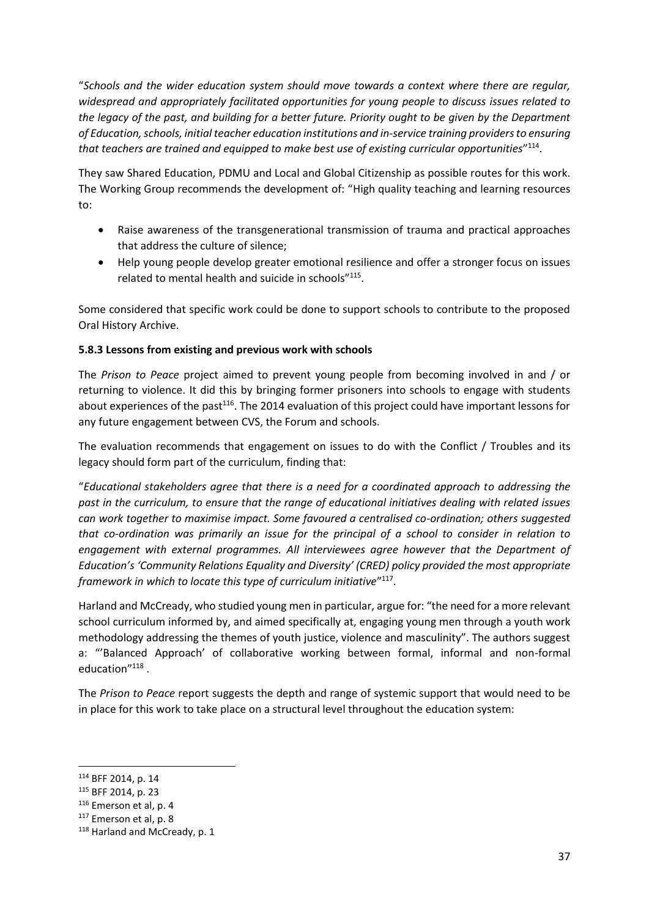"*Schools and the wider education system should move towards a context where there are regular, widespread and appropriately facilitated opportunities for young people to discuss issues related to the legacy of the past, and building for a better future. Priority ought to be given by the Department of Education, schools, initial teacher education institutions and in-service training providers to ensuring that teachers are trained and equipped to make best use of existing curricular opportunities*"[114].

They saw Shared Education, PDMU and Local and Global Citizenship as possible routes for this work. The Working Group recommends the development of: "High quality teaching and learning resources to:

- Raise awareness of the transgenerational transmission of trauma and practical approaches that address the culture of silence;
- Help young people develop greater emotional resilience and offer a stronger focus on issues related to mental health and suicide in schools"[115].

Some considered that specific work could be done to support schools to contribute to the proposed Oral History Archive.

### 5.8.3 Lessons from existing and previous work with schools

The *Prison to Peace* project aimed to prevent young people from becoming involved in and / or returning to violence. It did this by bringing former prisoners into schools to engage with students about experiences of the past[116]. The 2014 evaluation of this project could have important lessons for any future engagement between CVS, the Forum and schools.

The evaluation recommends that engagement on issues to do with the Conflict / Troubles and its legacy should form part of the curriculum, finding that:

"*Educational stakeholders agree that there is a need for a coordinated approach to addressing the past in the curriculum, to ensure that the range of educational initiatives dealing with related issues can work together to maximise impact. Some favoured a centralised co-ordination; others suggested that co-ordination was primarily an issue for the principal of a school to consider in relation to engagement with external programmes. All interviewees agree however that the Department of Education's 'Community Relations Equality and Diversity' (CRED) policy provided the most appropriate framework in which to locate this type of curriculum initiative*"[117].

Harland and McCready, who studied young men in particular, argue for: "the need for a more relevant school curriculum informed by, and aimed specifically at, engaging young men through a youth work methodology addressing the themes of youth justice, violence and masculinity". The authors suggest a: "'Balanced Approach' of collaborative working between formal, informal and non-formal education"[118] .

The *Prison to Peace* report suggests the depth and range of systemic support that would need to be in place for this work to take place on a structural level throughout the education system:

---

[114] BFF 2014, p. 14

[115] BFF 2014, p. 23

[116] Emerson et al, p. 4

[117] Emerson et al, p. 8

[118] Harland and McCready, p. 1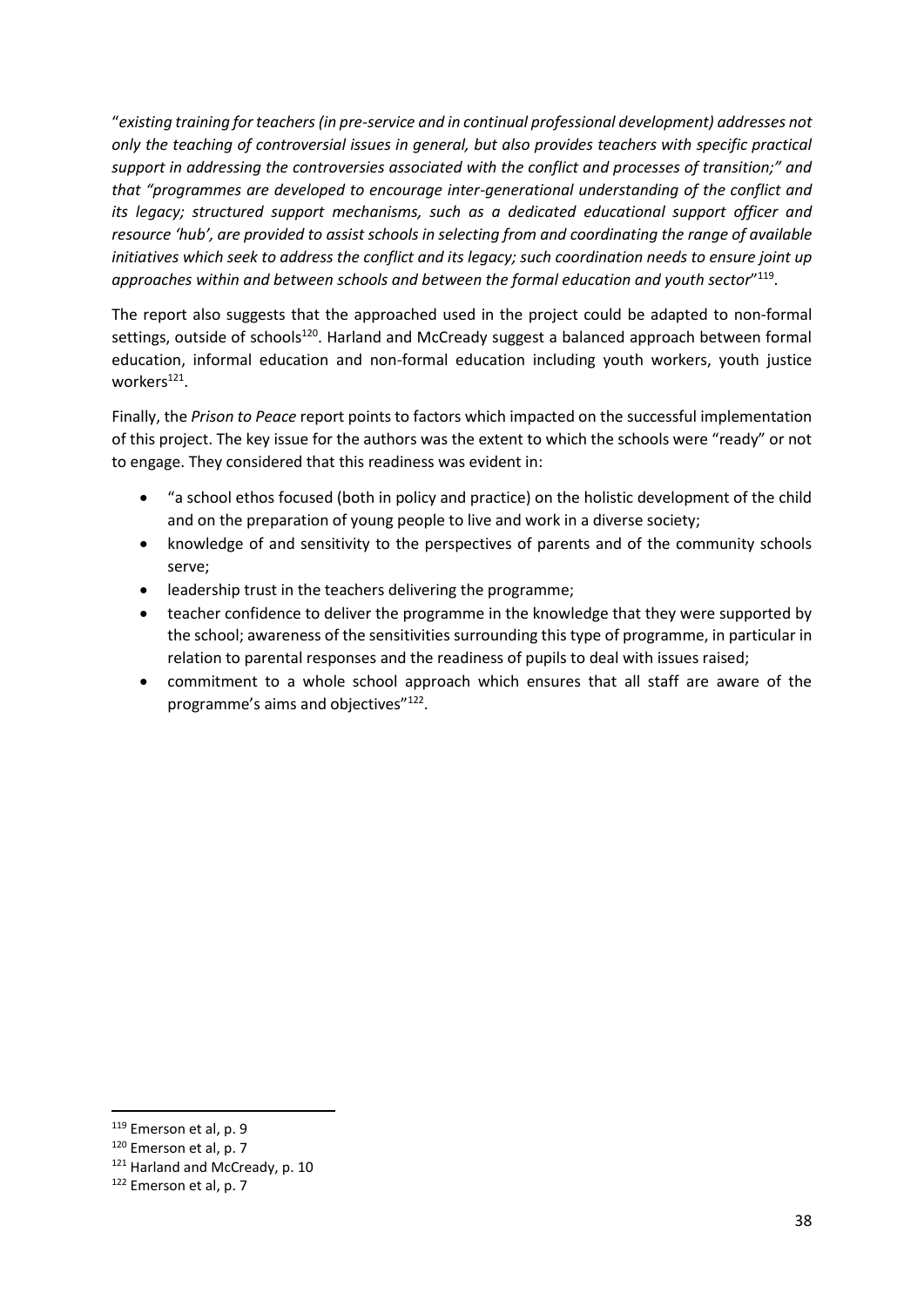"*existing training for teachers (in pre-service and in continual professional development) addresses not only the teaching of controversial issues in general, but also provides teachers with specific practical support in addressing the controversies associated with the conflict and processes of transition;" and that "programmes are developed to encourage inter-generational understanding of the conflict and its legacy; structured support mechanisms, such as a dedicated educational support officer and resource 'hub', are provided to assist schools in selecting from and coordinating the range of available initiatives which seek to address the conflict and its legacy; such coordination needs to ensure joint up approaches within and between schools and between the formal education and youth sector*"[119].

The report also suggests that the approached used in the project could be adapted to non-formal settings, outside of schools[120]. Harland and McCready suggest a balanced approach between formal education, informal education and non-formal education including youth workers, youth justice workers[121].

Finally, the *Prison to Peace* report points to factors which impacted on the successful implementation of this project. The key issue for the authors was the extent to which the schools were "ready" or not to engage. They considered that this readiness was evident in:

- "a school ethos focused (both in policy and practice) on the holistic development of the child and on the preparation of young people to live and work in a diverse society;
- knowledge of and sensitivity to the perspectives of parents and of the community schools serve;
- leadership trust in the teachers delivering the programme;
- teacher confidence to deliver the programme in the knowledge that they were supported by the school; awareness of the sensitivities surrounding this type of programme, in particular in relation to parental responses and the readiness of pupils to deal with issues raised;
- commitment to a whole school approach which ensures that all staff are aware of the programme's aims and objectives"[122].

---

[119] Emerson et al, p. 9

[120] Emerson et al, p. 7

[121] Harland and McCready, p. 10

[122] Emerson et al, p. 7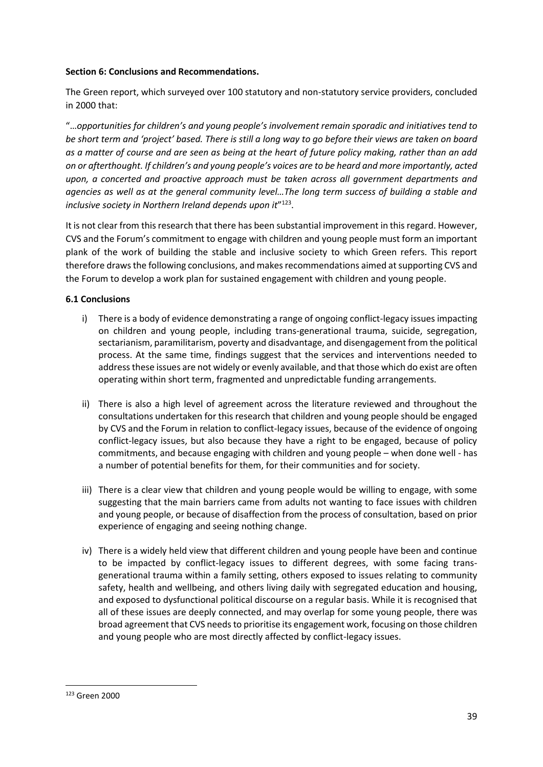**Section 6: Conclusions and Recommendations.**

The Green report, which surveyed over 100 statutory and non-statutory service providers, concluded in 2000 that:

"*…opportunities for children's and young people's involvement remain sporadic and initiatives tend to be short term and 'project' based. There is still a long way to go before their views are taken on board as a matter of course and are seen as being at the heart of future policy making, rather than an add on or afterthought. If children's and young people's voices are to be heard and more importantly, acted upon, a concerted and proactive approach must be taken across all government departments and agencies as well as at the general community level…The long term success of building a stable and inclusive society in Northern Ireland depends upon it*"[123].

It is not clear from this research that there has been substantial improvement in this regard. However, CVS and the Forum's commitment to engage with children and young people must form an important plank of the work of building the stable and inclusive society to which Green refers. This report therefore draws the following conclusions, and makes recommendations aimed at supporting CVS and the Forum to develop a work plan for sustained engagement with children and young people.

**6.1 Conclusions**

i) There is a body of evidence demonstrating a range of ongoing conflict-legacy issues impacting on children and young people, including trans-generational trauma, suicide, segregation, sectarianism, paramilitarism, poverty and disadvantage, and disengagement from the political process. At the same time, findings suggest that the services and interventions needed to address these issues are not widely or evenly available, and that those which do exist are often operating within short term, fragmented and unpredictable funding arrangements.

ii) There is also a high level of agreement across the literature reviewed and throughout the consultations undertaken for this research that children and young people should be engaged by CVS and the Forum in relation to conflict-legacy issues, because of the evidence of ongoing conflict-legacy issues, but also because they have a right to be engaged, because of policy commitments, and because engaging with children and young people – when done well - has a number of potential benefits for them, for their communities and for society.

iii) There is a clear view that children and young people would be willing to engage, with some suggesting that the main barriers came from adults not wanting to face issues with children and young people, or because of disaffection from the process of consultation, based on prior experience of engaging and seeing nothing change.

iv) There is a widely held view that different children and young people have been and continue to be impacted by conflict-legacy issues to different degrees, with some facing trans-generational trauma within a family setting, others exposed to issues relating to community safety, health and wellbeing, and others living daily with segregated education and housing, and exposed to dysfunctional political discourse on a regular basis. While it is recognised that all of these issues are deeply connected, and may overlap for some young people, there was broad agreement that CVS needs to prioritise its engagement work, focusing on those children and young people who are most directly affected by conflict-legacy issues.

[123] Green 2000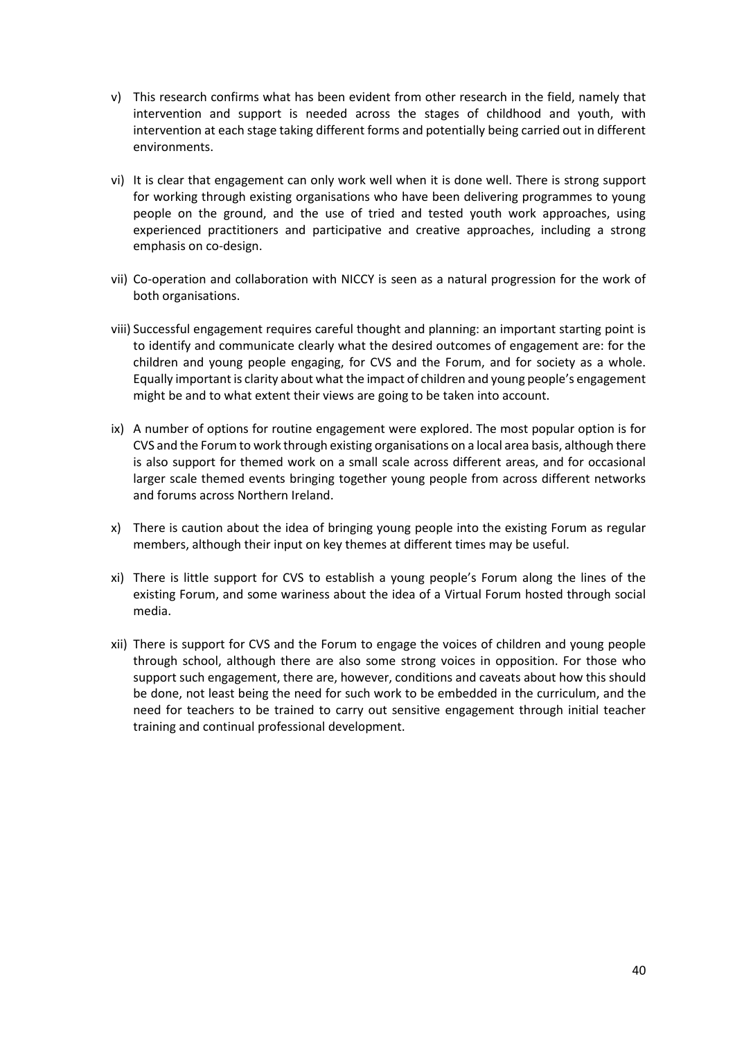v) This research confirms what has been evident from other research in the field, namely that intervention and support is needed across the stages of childhood and youth, with intervention at each stage taking different forms and potentially being carried out in different environments.

vi) It is clear that engagement can only work well when it is done well. There is strong support for working through existing organisations who have been delivering programmes to young people on the ground, and the use of tried and tested youth work approaches, using experienced practitioners and participative and creative approaches, including a strong emphasis on co-design.

vii) Co-operation and collaboration with NICCY is seen as a natural progression for the work of both organisations.

viii) Successful engagement requires careful thought and planning: an important starting point is to identify and communicate clearly what the desired outcomes of engagement are: for the children and young people engaging, for CVS and the Forum, and for society as a whole. Equally important is clarity about what the impact of children and young people's engagement might be and to what extent their views are going to be taken into account.

ix) A number of options for routine engagement were explored. The most popular option is for CVS and the Forum to work through existing organisations on a local area basis, although there is also support for themed work on a small scale across different areas, and for occasional larger scale themed events bringing together young people from across different networks and forums across Northern Ireland.

x) There is caution about the idea of bringing young people into the existing Forum as regular members, although their input on key themes at different times may be useful.

xi) There is little support for CVS to establish a young people's Forum along the lines of the existing Forum, and some wariness about the idea of a Virtual Forum hosted through social media.

xii) There is support for CVS and the Forum to engage the voices of children and young people through school, although there are also some strong voices in opposition. For those who support such engagement, there are, however, conditions and caveats about how this should be done, not least being the need for such work to be embedded in the curriculum, and the need for teachers to be trained to carry out sensitive engagement through initial teacher training and continual professional development.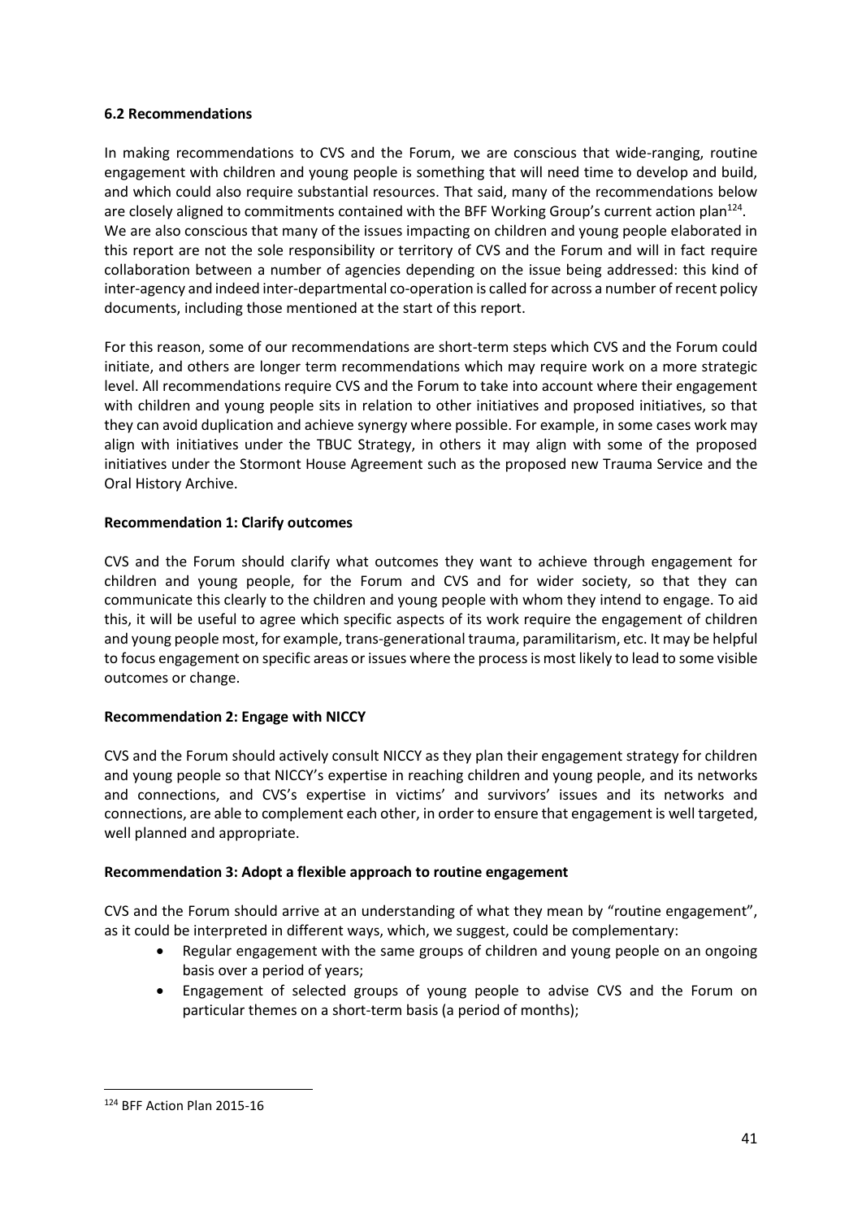### 6.2 Recommendations

In making recommendations to CVS and the Forum, we are conscious that wide-ranging, routine engagement with children and young people is something that will need time to develop and build, and which could also require substantial resources. That said, many of the recommendations below are closely aligned to commitments contained with the BFF Working Group's current action plan[124]. We are also conscious that many of the issues impacting on children and young people elaborated in this report are not the sole responsibility or territory of CVS and the Forum and will in fact require collaboration between a number of agencies depending on the issue being addressed: this kind of inter-agency and indeed inter-departmental co-operation is called for across a number of recent policy documents, including those mentioned at the start of this report.

For this reason, some of our recommendations are short-term steps which CVS and the Forum could initiate, and others are longer term recommendations which may require work on a more strategic level. All recommendations require CVS and the Forum to take into account where their engagement with children and young people sits in relation to other initiatives and proposed initiatives, so that they can avoid duplication and achieve synergy where possible. For example, in some cases work may align with initiatives under the TBUC Strategy, in others it may align with some of the proposed initiatives under the Stormont House Agreement such as the proposed new Trauma Service and the Oral History Archive.

**Recommendation 1: Clarify outcomes**

CVS and the Forum should clarify what outcomes they want to achieve through engagement for children and young people, for the Forum and CVS and for wider society, so that they can communicate this clearly to the children and young people with whom they intend to engage. To aid this, it will be useful to agree which specific aspects of its work require the engagement of children and young people most, for example, trans-generational trauma, paramilitarism, etc. It may be helpful to focus engagement on specific areas or issues where the process is most likely to lead to some visible outcomes or change.

**Recommendation 2: Engage with NICCY**

CVS and the Forum should actively consult NICCY as they plan their engagement strategy for children and young people so that NICCY's expertise in reaching children and young people, and its networks and connections, and CVS's expertise in victims' and survivors' issues and its networks and connections, are able to complement each other, in order to ensure that engagement is well targeted, well planned and appropriate.

**Recommendation 3: Adopt a flexible approach to routine engagement**

CVS and the Forum should arrive at an understanding of what they mean by "routine engagement", as it could be interpreted in different ways, which, we suggest, could be complementary:

- Regular engagement with the same groups of children and young people on an ongoing basis over a period of years;
- Engagement of selected groups of young people to advise CVS and the Forum on particular themes on a short-term basis (a period of months);

---

[124] BFF Action Plan 2015-16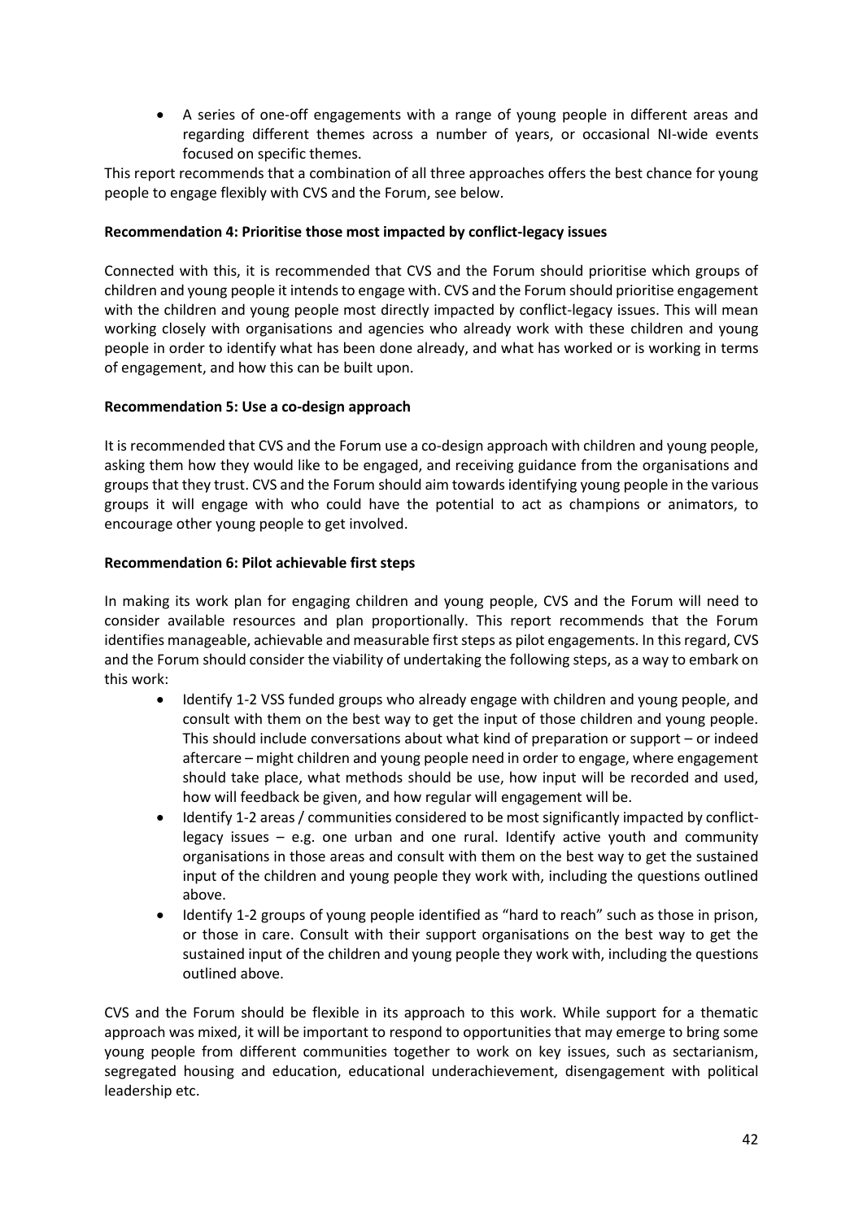- A series of one-off engagements with a range of young people in different areas and regarding different themes across a number of years, or occasional NI-wide events focused on specific themes.

This report recommends that a combination of all three approaches offers the best chance for young people to engage flexibly with CVS and the Forum, see below.

**Recommendation 4: Prioritise those most impacted by conflict-legacy issues**

Connected with this, it is recommended that CVS and the Forum should prioritise which groups of children and young people it intends to engage with. CVS and the Forum should prioritise engagement with the children and young people most directly impacted by conflict-legacy issues. This will mean working closely with organisations and agencies who already work with these children and young people in order to identify what has been done already, and what has worked or is working in terms of engagement, and how this can be built upon.

**Recommendation 5: Use a co-design approach**

It is recommended that CVS and the Forum use a co-design approach with children and young people, asking them how they would like to be engaged, and receiving guidance from the organisations and groups that they trust. CVS and the Forum should aim towards identifying young people in the various groups it will engage with who could have the potential to act as champions or animators, to encourage other young people to get involved.

**Recommendation 6: Pilot achievable first steps**

In making its work plan for engaging children and young people, CVS and the Forum will need to consider available resources and plan proportionally. This report recommends that the Forum identifies manageable, achievable and measurable first steps as pilot engagements. In this regard, CVS and the Forum should consider the viability of undertaking the following steps, as a way to embark on this work:

- Identify 1-2 VSS funded groups who already engage with children and young people, and consult with them on the best way to get the input of those children and young people. This should include conversations about what kind of preparation or support – or indeed aftercare – might children and young people need in order to engage, where engagement should take place, what methods should be use, how input will be recorded and used, how will feedback be given, and how regular will engagement will be.
- Identify 1-2 areas / communities considered to be most significantly impacted by conflict-legacy issues – e.g. one urban and one rural. Identify active youth and community organisations in those areas and consult with them on the best way to get the sustained input of the children and young people they work with, including the questions outlined above.
- Identify 1-2 groups of young people identified as "hard to reach" such as those in prison, or those in care. Consult with their support organisations on the best way to get the sustained input of the children and young people they work with, including the questions outlined above.

CVS and the Forum should be flexible in its approach to this work. While support for a thematic approach was mixed, it will be important to respond to opportunities that may emerge to bring some young people from different communities together to work on key issues, such as sectarianism, segregated housing and education, educational underachievement, disengagement with political leadership etc.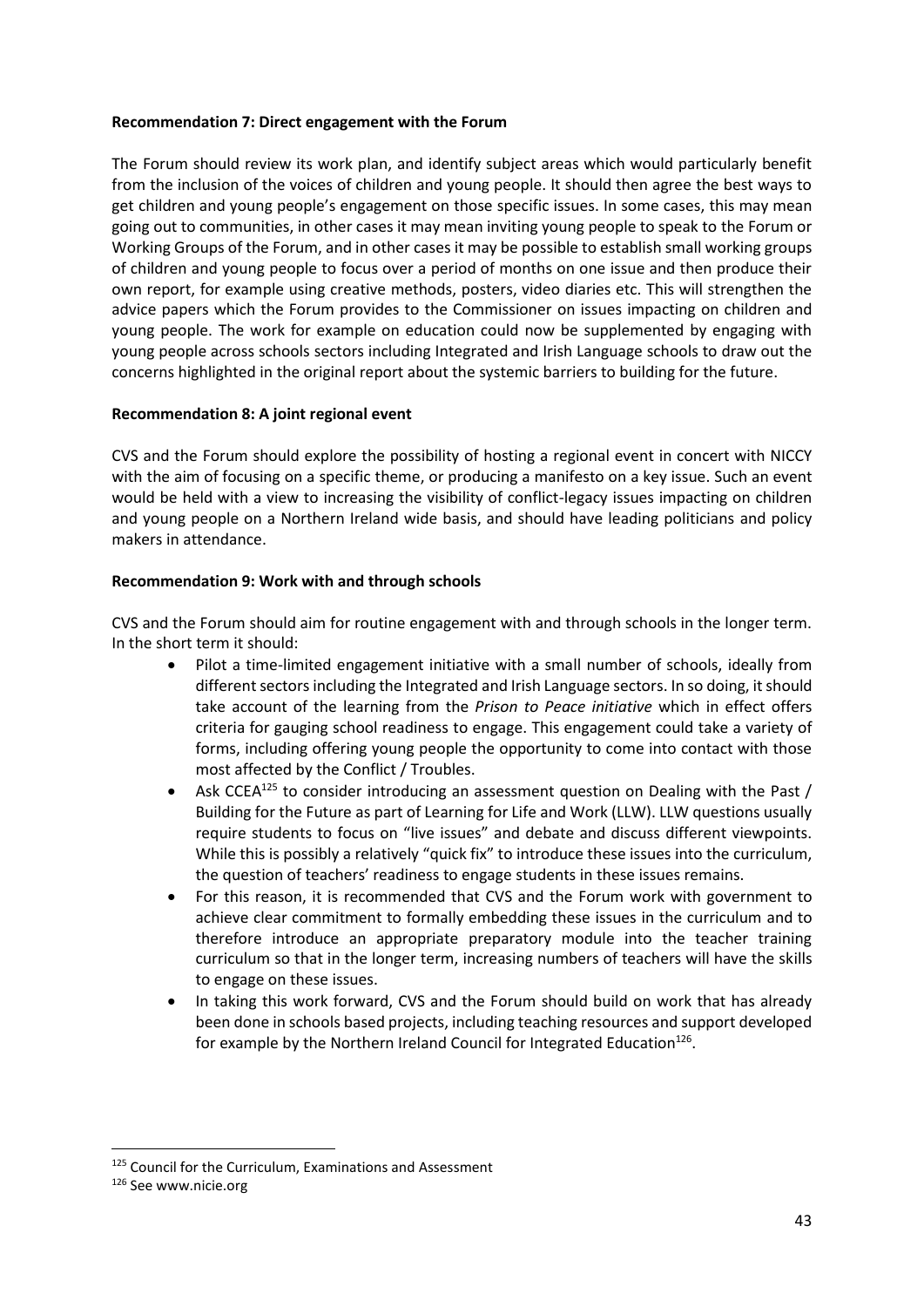**Recommendation 7: Direct engagement with the Forum**

The Forum should review its work plan, and identify subject areas which would particularly benefit from the inclusion of the voices of children and young people. It should then agree the best ways to get children and young people's engagement on those specific issues. In some cases, this may mean going out to communities, in other cases it may mean inviting young people to speak to the Forum or Working Groups of the Forum, and in other cases it may be possible to establish small working groups of children and young people to focus over a period of months on one issue and then produce their own report, for example using creative methods, posters, video diaries etc. This will strengthen the advice papers which the Forum provides to the Commissioner on issues impacting on children and young people. The work for example on education could now be supplemented by engaging with young people across schools sectors including Integrated and Irish Language schools to draw out the concerns highlighted in the original report about the systemic barriers to building for the future.

**Recommendation 8: A joint regional event**

CVS and the Forum should explore the possibility of hosting a regional event in concert with NICCY with the aim of focusing on a specific theme, or producing a manifesto on a key issue. Such an event would be held with a view to increasing the visibility of conflict-legacy issues impacting on children and young people on a Northern Ireland wide basis, and should have leading politicians and policy makers in attendance.

**Recommendation 9: Work with and through schools**

CVS and the Forum should aim for routine engagement with and through schools in the longer term. In the short term it should:

- Pilot a time-limited engagement initiative with a small number of schools, ideally from different sectors including the Integrated and Irish Language sectors. In so doing, it should take account of the learning from the *Prison to Peace initiative* which in effect offers criteria for gauging school readiness to engage. This engagement could take a variety of forms, including offering young people the opportunity to come into contact with those most affected by the Conflict / Troubles.
- Ask CCEA[125] to consider introducing an assessment question on Dealing with the Past / Building for the Future as part of Learning for Life and Work (LLW). LLW questions usually require students to focus on "live issues" and debate and discuss different viewpoints. While this is possibly a relatively "quick fix" to introduce these issues into the curriculum, the question of teachers' readiness to engage students in these issues remains.
- For this reason, it is recommended that CVS and the Forum work with government to achieve clear commitment to formally embedding these issues in the curriculum and to therefore introduce an appropriate preparatory module into the teacher training curriculum so that in the longer term, increasing numbers of teachers will have the skills to engage on these issues.
- In taking this work forward, CVS and the Forum should build on work that has already been done in schools based projects, including teaching resources and support developed for example by the Northern Ireland Council for Integrated Education[126].

---

[125] Council for the Curriculum, Examinations and Assessment

[126] See www.nicie.org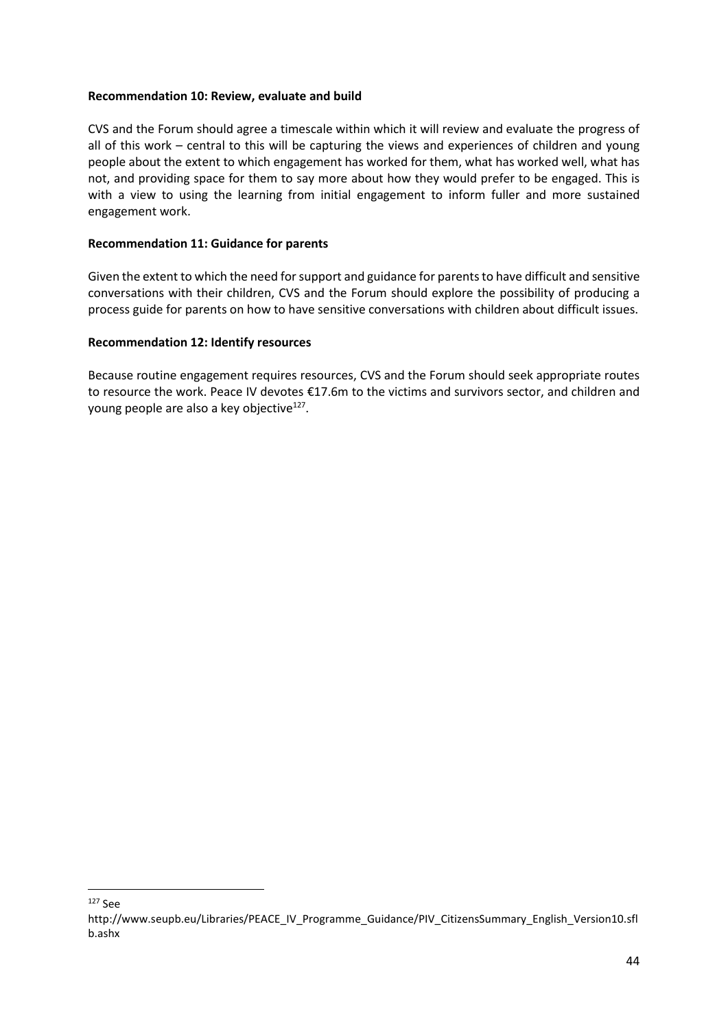**Recommendation 10: Review, evaluate and build**

CVS and the Forum should agree a timescale within which it will review and evaluate the progress of all of this work – central to this will be capturing the views and experiences of children and young people about the extent to which engagement has worked for them, what has worked well, what has not, and providing space for them to say more about how they would prefer to be engaged. This is with a view to using the learning from initial engagement to inform fuller and more sustained engagement work.

**Recommendation 11: Guidance for parents**

Given the extent to which the need for support and guidance for parents to have difficult and sensitive conversations with their children, CVS and the Forum should explore the possibility of producing a process guide for parents on how to have sensitive conversations with children about difficult issues.

**Recommendation 12: Identify resources**

Because routine engagement requires resources, CVS and the Forum should seek appropriate routes to resource the work. Peace IV devotes €17.6m to the victims and survivors sector, and children and young people are also a key objective[127].

---

[127] See http://www.seupb.eu/Libraries/PEACE_IV_Programme_Guidance/PIV_CitizensSummary_English_Version10.sflb.ashx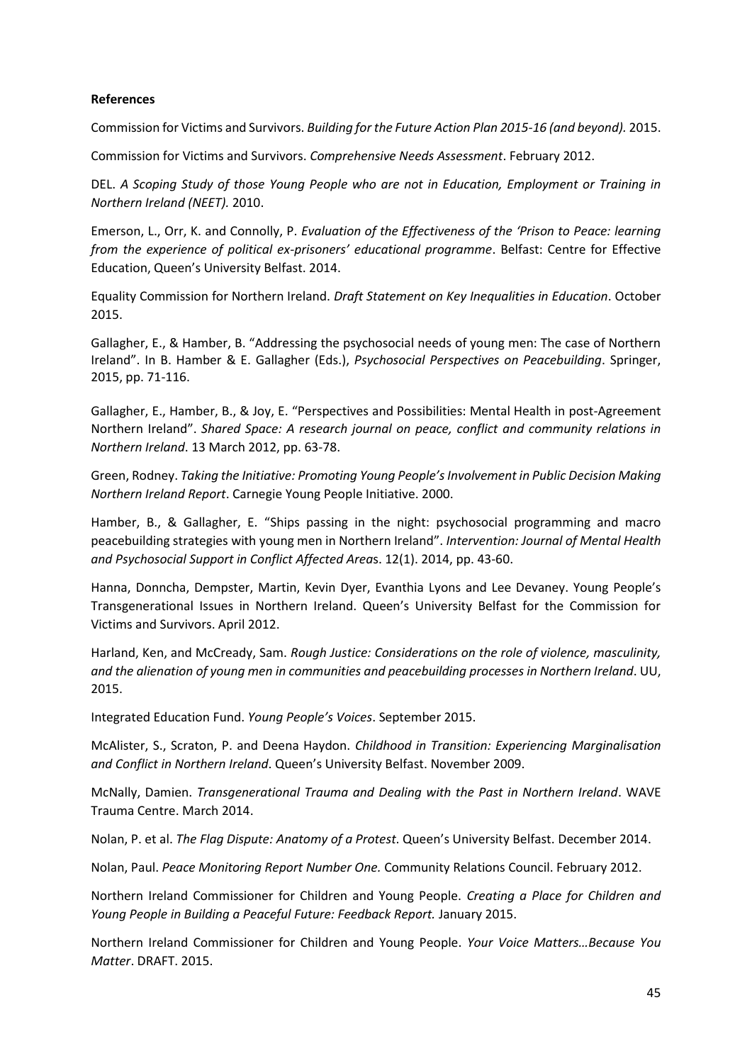**References**

Commission for Victims and Survivors. *Building for the Future Action Plan 2015-16 (and beyond).* 2015.

Commission for Victims and Survivors. *Comprehensive Needs Assessment*. February 2012.

DEL. *A Scoping Study of those Young People who are not in Education, Employment or Training in Northern Ireland (NEET).* 2010.

Emerson, L., Orr, K. and Connolly, P. *Evaluation of the Effectiveness of the 'Prison to Peace: learning from the experience of political ex-prisoners' educational programme*. Belfast: Centre for Effective Education, Queen's University Belfast. 2014.

Equality Commission for Northern Ireland. *Draft Statement on Key Inequalities in Education*. October 2015.

Gallagher, E., & Hamber, B. "Addressing the psychosocial needs of young men: The case of Northern Ireland". In B. Hamber & E. Gallagher (Eds.), *Psychosocial Perspectives on Peacebuilding*. Springer, 2015, pp. 71-116.

Gallagher, E., Hamber, B., & Joy, E. "Perspectives and Possibilities: Mental Health in post-Agreement Northern Ireland". *Shared Space: A research journal on peace, conflict and community relations in Northern Ireland*. 13 March 2012, pp. 63-78.

Green, Rodney. *Taking the Initiative: Promoting Young People's Involvement in Public Decision Making Northern Ireland Report*. Carnegie Young People Initiative. 2000.

Hamber, B., & Gallagher, E. "Ships passing in the night: psychosocial programming and macro peacebuilding strategies with young men in Northern Ireland". *Intervention: Journal of Mental Health and Psychosocial Support in Conflict Affected Areas*. 12(1). 2014, pp. 43-60.

Hanna, Donncha, Dempster, Martin, Kevin Dyer, Evanthia Lyons and Lee Devaney. Young People's Transgenerational Issues in Northern Ireland. Queen's University Belfast for the Commission for Victims and Survivors. April 2012.

Harland, Ken, and McCready, Sam. *Rough Justice: Considerations on the role of violence, masculinity, and the alienation of young men in communities and peacebuilding processes in Northern Ireland*. UU, 2015.

Integrated Education Fund. *Young People's Voices*. September 2015.

McAlister, S., Scraton, P. and Deena Haydon. *Childhood in Transition: Experiencing Marginalisation and Conflict in Northern Ireland*. Queen's University Belfast. November 2009.

McNally, Damien. *Transgenerational Trauma and Dealing with the Past in Northern Ireland*. WAVE Trauma Centre. March 2014.

Nolan, P. et al. *The Flag Dispute: Anatomy of a Protest*. Queen's University Belfast. December 2014.

Nolan, Paul. *Peace Monitoring Report Number One.* Community Relations Council. February 2012.

Northern Ireland Commissioner for Children and Young People. *Creating a Place for Children and Young People in Building a Peaceful Future: Feedback Report.* January 2015.

Northern Ireland Commissioner for Children and Young People. *Your Voice Matters…Because You Matter*. DRAFT. 2015.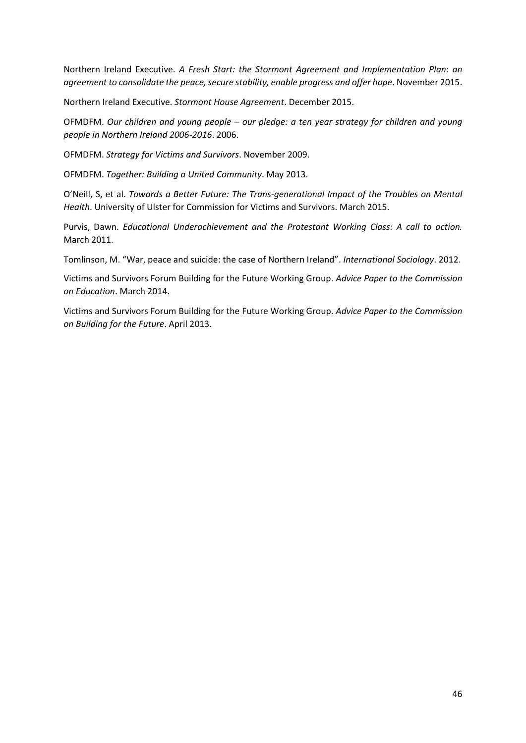Northern Ireland Executive. *A Fresh Start: the Stormont Agreement and Implementation Plan: an agreement to consolidate the peace, secure stability, enable progress and offer hope*. November 2015.

Northern Ireland Executive. *Stormont House Agreement*. December 2015.

OFMDFM. *Our children and young people – our pledge: a ten year strategy for children and young people in Northern Ireland 2006-2016*. 2006.

OFMDFM. *Strategy for Victims and Survivors*. November 2009.

OFMDFM. *Together: Building a United Community*. May 2013.

O'Neill, S, et al. *Towards a Better Future: The Trans-generational Impact of the Troubles on Mental Health*. University of Ulster for Commission for Victims and Survivors. March 2015.

Purvis, Dawn. *Educational Underachievement and the Protestant Working Class: A call to action.* March 2011.

Tomlinson, M. "War, peace and suicide: the case of Northern Ireland". *International Sociology*. 2012.

Victims and Survivors Forum Building for the Future Working Group. *Advice Paper to the Commission on Education*. March 2014.

Victims and Survivors Forum Building for the Future Working Group. *Advice Paper to the Commission on Building for the Future*. April 2013.